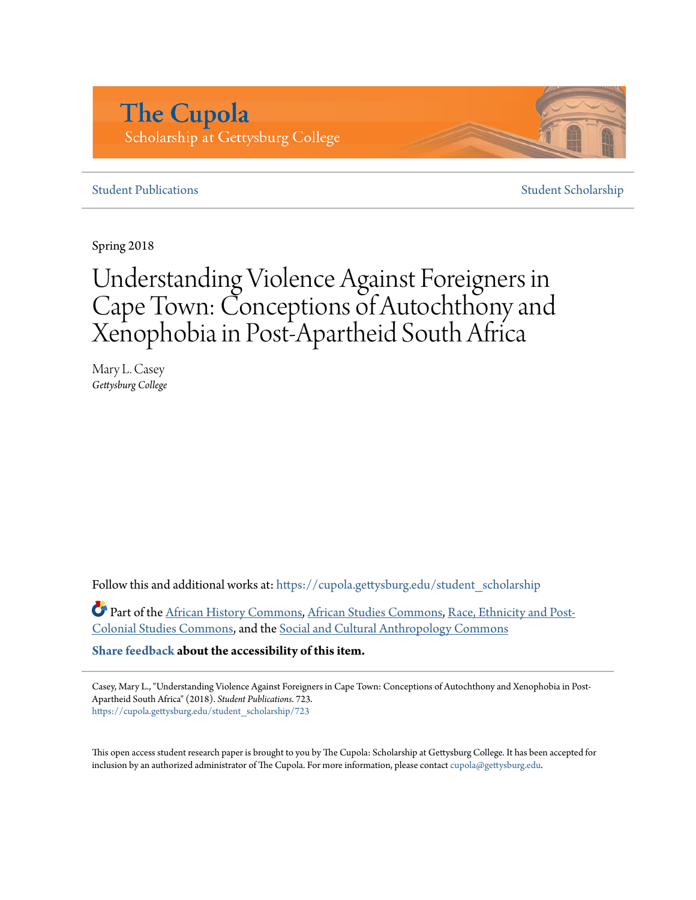The Cupola
Scholarship at Gettysburg College

Student Publications | Student Scholarship

Spring 2018

# Understanding Violence Against Foreigners in Cape Town: Conceptions of Autochthony and Xenophobia in Post-Apartheid South Africa

Mary L. Casey
*Gettysburg College*

Follow this and additional works at: https://cupola.gettysburg.edu/student_scholarship

Part of the African History Commons, African Studies Commons, Race, Ethnicity and Post-Colonial Studies Commons, and the Social and Cultural Anthropology Commons

**Share feedback about the accessibility of this item.**

Casey, Mary L., "Understanding Violence Against Foreigners in Cape Town: Conceptions of Autochthony and Xenophobia in Post-Apartheid South Africa" (2018). *Student Publications*. 723.
https://cupola.gettysburg.edu/student_scholarship/723

This open access student research paper is brought to you by The Cupola: Scholarship at Gettysburg College. It has been accepted for inclusion by an authorized administrator of The Cupola. For more information, please contact cupola@gettysburg.edu.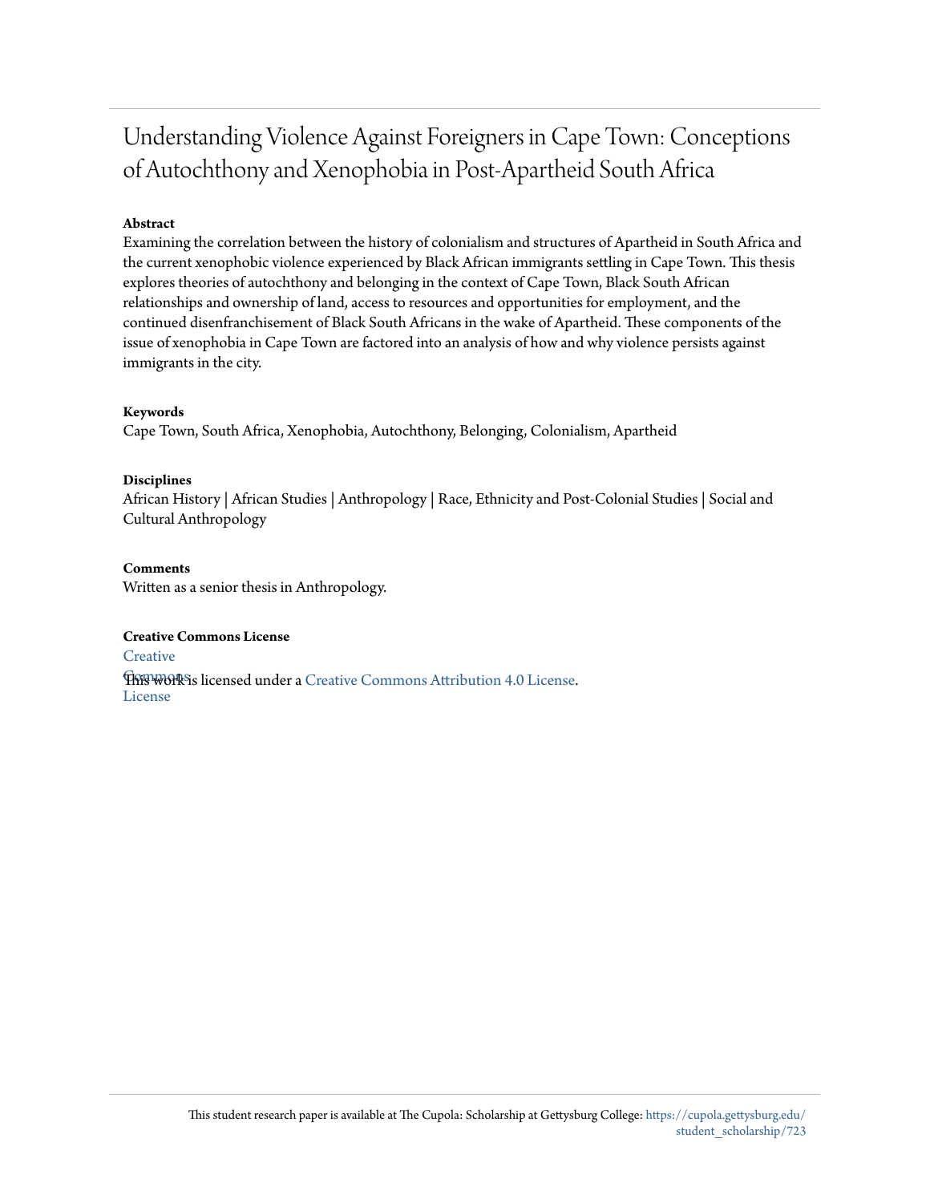# Understanding Violence Against Foreigners in Cape Town: Conceptions of Autochthony and Xenophobia in Post-Apartheid South Africa

**Abstract**

Examining the correlation between the history of colonialism and structures of Apartheid in South Africa and the current xenophobic violence experienced by Black African immigrants settling in Cape Town. This thesis explores theories of autochthony and belonging in the context of Cape Town, Black South African relationships and ownership of land, access to resources and opportunities for employment, and the continued disenfranchisement of Black South Africans in the wake of Apartheid. These components of the issue of xenophobia in Cape Town are factored into an analysis of how and why violence persists against immigrants in the city.

**Keywords**

Cape Town, South Africa, Xenophobia, Autochthony, Belonging, Colonialism, Apartheid

**Disciplines**

African History | African Studies | Anthropology | Race, Ethnicity and Post-Colonial Studies | Social and Cultural Anthropology

**Comments**

Written as a senior thesis in Anthropology.

**Creative Commons License**

Creative Commons License

This work is licensed under a Creative Commons Attribution 4.0 License.

This student research paper is available at The Cupola: Scholarship at Gettysburg College: https://cupola.gettysburg.edu/student_scholarship/723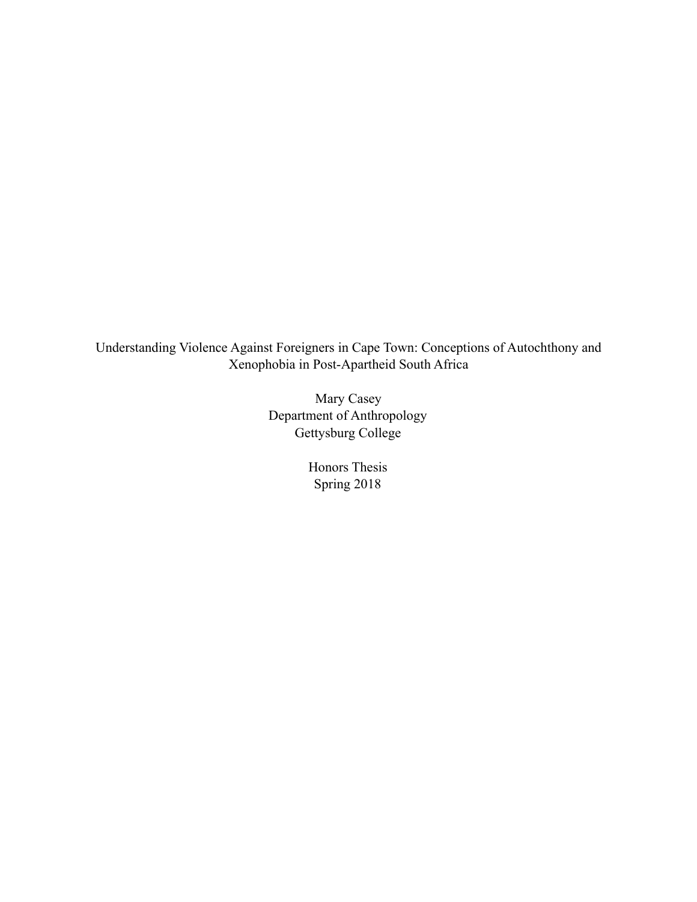# Understanding Violence Against Foreigners in Cape Town: Conceptions of Autochthony and Xenophobia in Post-Apartheid South Africa

Mary Casey
Department of Anthropology
Gettysburg College

Honors Thesis
Spring 2018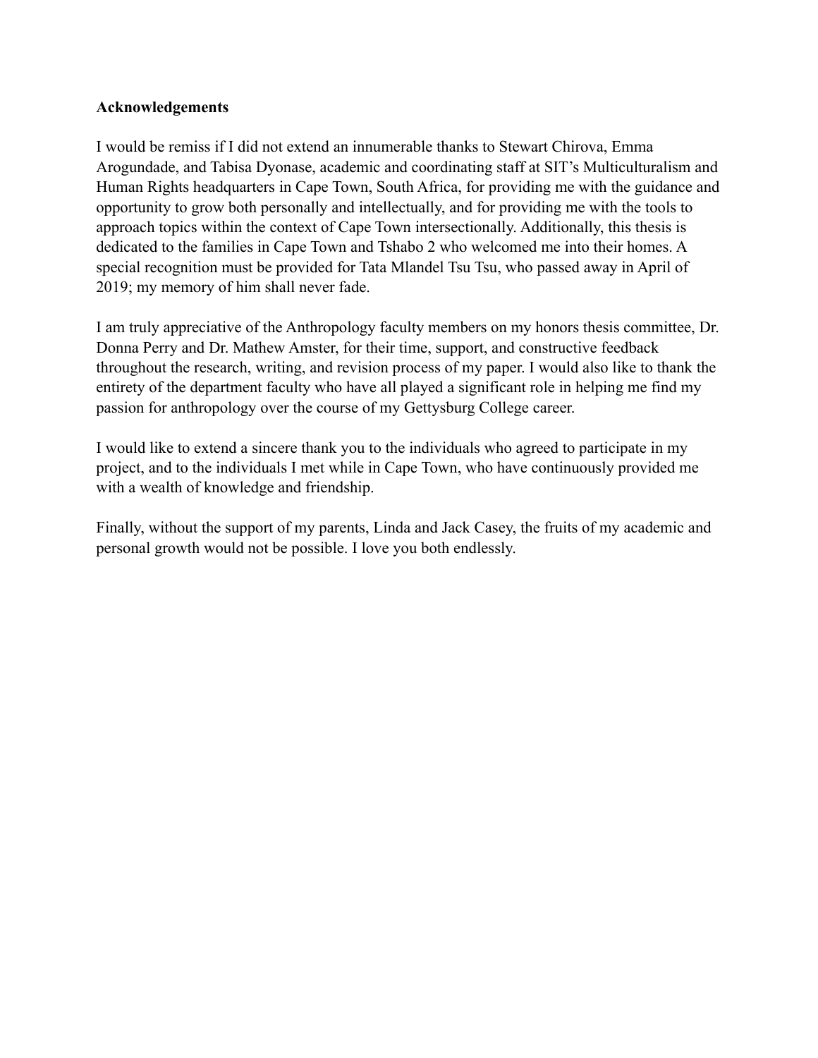**Acknowledgements**

I would be remiss if I did not extend an innumerable thanks to Stewart Chirova, Emma Arogundade, and Tabisa Dyonase, academic and coordinating staff at SIT's Multiculturalism and Human Rights headquarters in Cape Town, South Africa, for providing me with the guidance and opportunity to grow both personally and intellectually, and for providing me with the tools to approach topics within the context of Cape Town intersectionally. Additionally, this thesis is dedicated to the families in Cape Town and Tshabo 2 who welcomed me into their homes. A special recognition must be provided for Tata Mlandel Tsu Tsu, who passed away in April of 2019; my memory of him shall never fade.

I am truly appreciative of the Anthropology faculty members on my honors thesis committee, Dr. Donna Perry and Dr. Mathew Amster, for their time, support, and constructive feedback throughout the research, writing, and revision process of my paper. I would also like to thank the entirety of the department faculty who have all played a significant role in helping me find my passion for anthropology over the course of my Gettysburg College career.

I would like to extend a sincere thank you to the individuals who agreed to participate in my project, and to the individuals I met while in Cape Town, who have continuously provided me with a wealth of knowledge and friendship.

Finally, without the support of my parents, Linda and Jack Casey, the fruits of my academic and personal growth would not be possible. I love you both endlessly.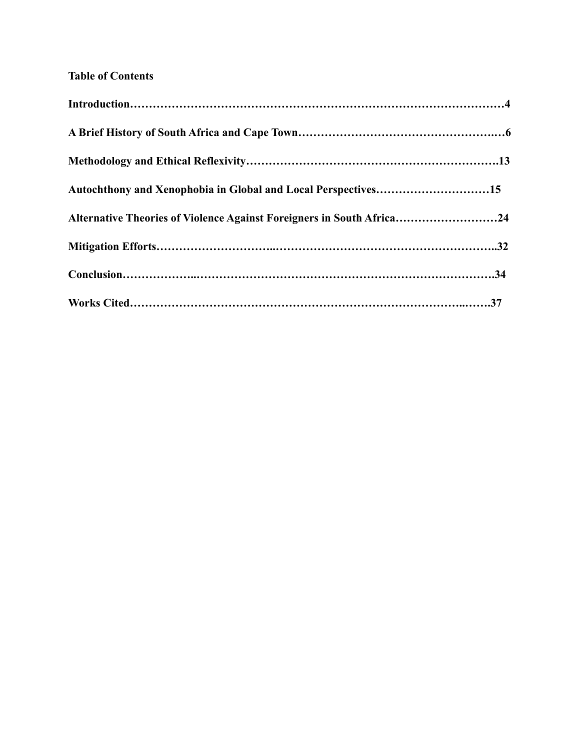**Table of Contents**

**Introduction……………………………………………………………………………………4**

**A Brief History of South Africa and Cape Town…………………………………………….…6**

**Methodology and Ethical Reflexivity……………………………………………………….13**

**Autochthony and Xenophobia in Global and Local Perspectives…………………………15**

**Alternative Theories of Violence Against Foreigners in South Africa………………………24**

**Mitigation Efforts………………………..……………………………………………..32**

**Conclusion………………..…………………………………………………………………34**

**Works Cited………………………………………………………………………..…….37**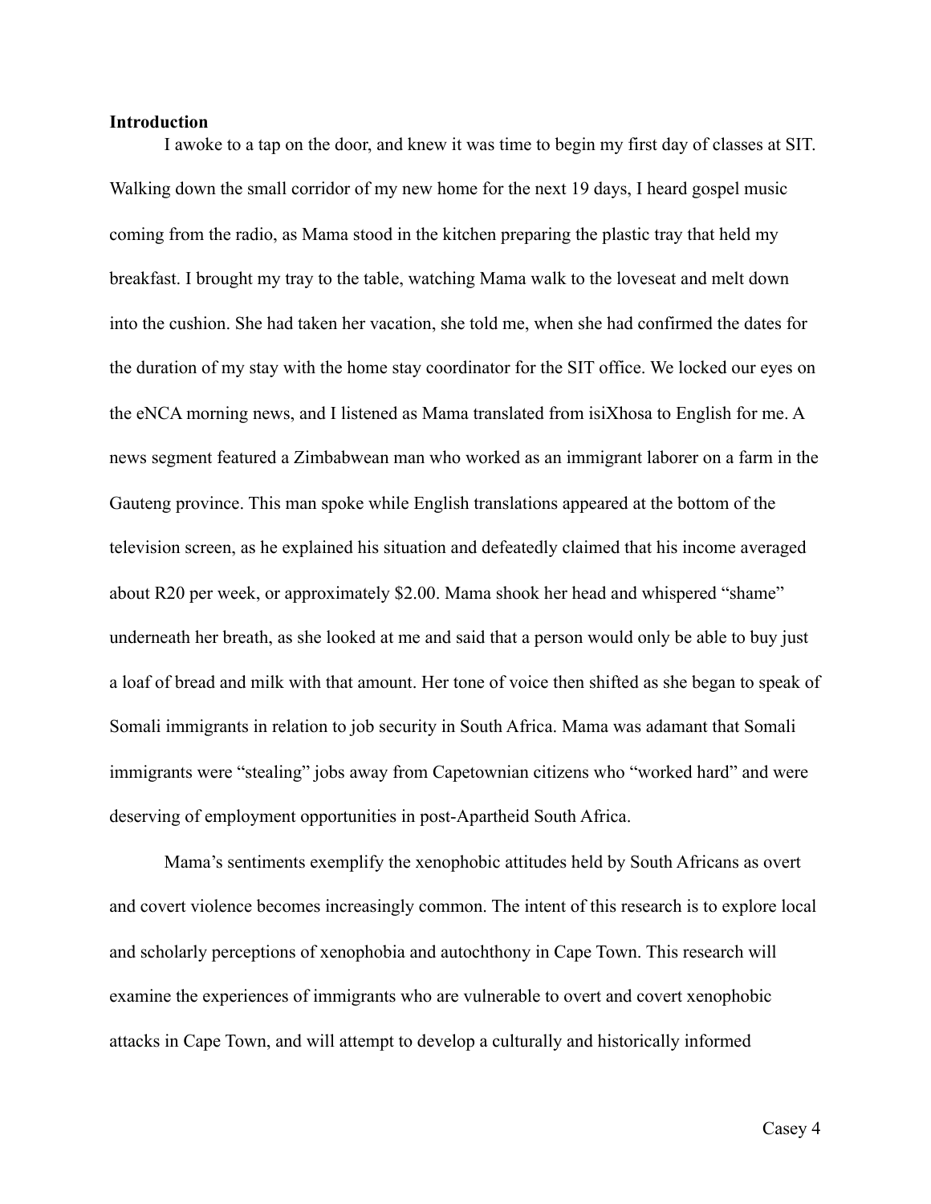**Introduction**

I awoke to a tap on the door, and knew it was time to begin my first day of classes at SIT. Walking down the small corridor of my new home for the next 19 days, I heard gospel music coming from the radio, as Mama stood in the kitchen preparing the plastic tray that held my breakfast. I brought my tray to the table, watching Mama walk to the loveseat and melt down into the cushion. She had taken her vacation, she told me, when she had confirmed the dates for the duration of my stay with the home stay coordinator for the SIT office. We locked our eyes on the eNCA morning news, and I listened as Mama translated from isiXhosa to English for me. A news segment featured a Zimbabwean man who worked as an immigrant laborer on a farm in the Gauteng province. This man spoke while English translations appeared at the bottom of the television screen, as he explained his situation and defeatedly claimed that his income averaged about R20 per week, or approximately $2.00. Mama shook her head and whispered "shame" underneath her breath, as she looked at me and said that a person would only be able to buy just a loaf of bread and milk with that amount. Her tone of voice then shifted as she began to speak of Somali immigrants in relation to job security in South Africa. Mama was adamant that Somali immigrants were "stealing" jobs away from Capetownian citizens who "worked hard" and were deserving of employment opportunities in post-Apartheid South Africa.

Mama's sentiments exemplify the xenophobic attitudes held by South Africans as overt and covert violence becomes increasingly common. The intent of this research is to explore local and scholarly perceptions of xenophobia and autochthony in Cape Town. This research will examine the experiences of immigrants who are vulnerable to overt and covert xenophobic attacks in Cape Town, and will attempt to develop a culturally and historically informed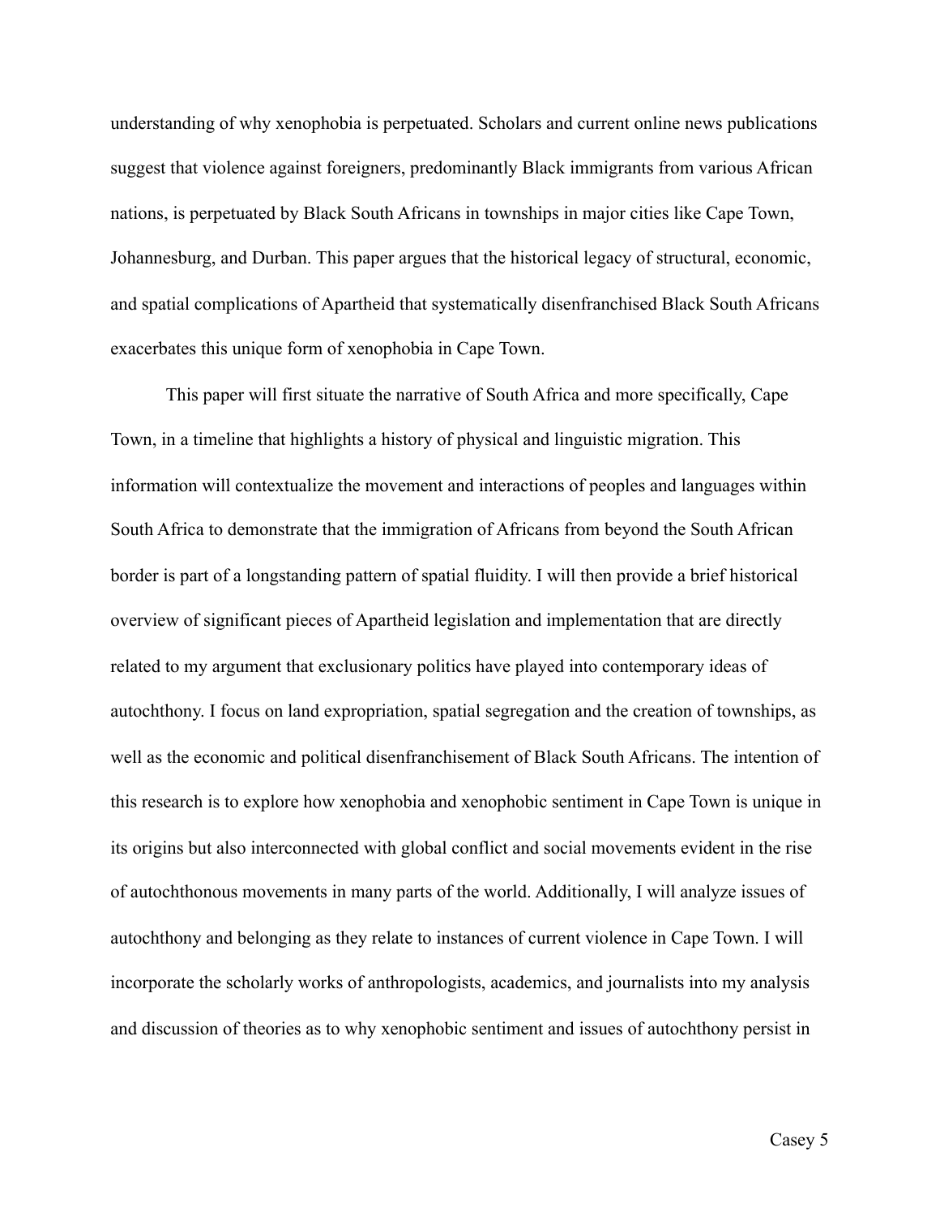understanding of why xenophobia is perpetuated. Scholars and current online news publications suggest that violence against foreigners, predominantly Black immigrants from various African nations, is perpetuated by Black South Africans in townships in major cities like Cape Town, Johannesburg, and Durban. This paper argues that the historical legacy of structural, economic, and spatial complications of Apartheid that systematically disenfranchised Black South Africans exacerbates this unique form of xenophobia in Cape Town.

This paper will first situate the narrative of South Africa and more specifically, Cape Town, in a timeline that highlights a history of physical and linguistic migration. This information will contextualize the movement and interactions of peoples and languages within South Africa to demonstrate that the immigration of Africans from beyond the South African border is part of a longstanding pattern of spatial fluidity. I will then provide a brief historical overview of significant pieces of Apartheid legislation and implementation that are directly related to my argument that exclusionary politics have played into contemporary ideas of autochthony. I focus on land expropriation, spatial segregation and the creation of townships, as well as the economic and political disenfranchisement of Black South Africans. The intention of this research is to explore how xenophobia and xenophobic sentiment in Cape Town is unique in its origins but also interconnected with global conflict and social movements evident in the rise of autochthonous movements in many parts of the world. Additionally, I will analyze issues of autochthony and belonging as they relate to instances of current violence in Cape Town. I will incorporate the scholarly works of anthropologists, academics, and journalists into my analysis and discussion of theories as to why xenophobic sentiment and issues of autochthony persist in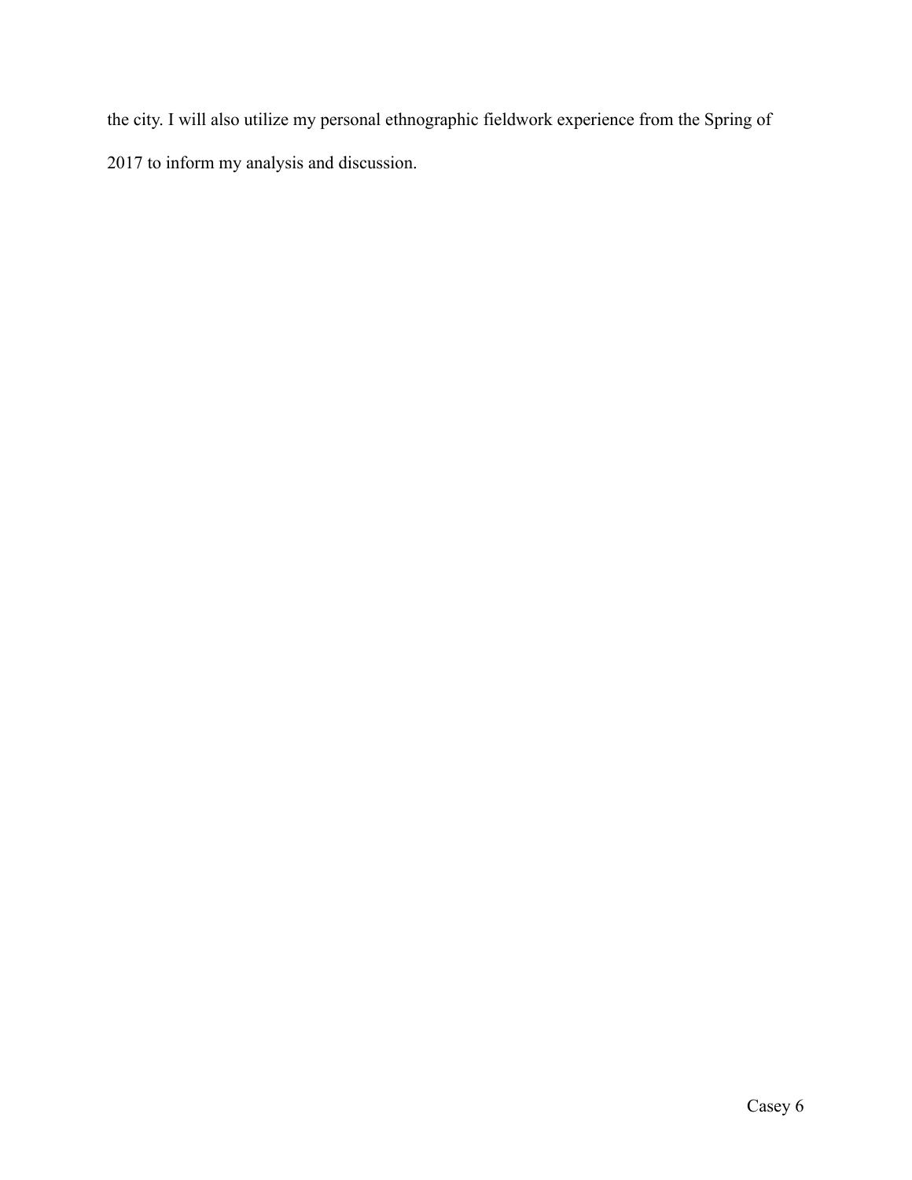the city. I will also utilize my personal ethnographic fieldwork experience from the Spring of 2017 to inform my analysis and discussion.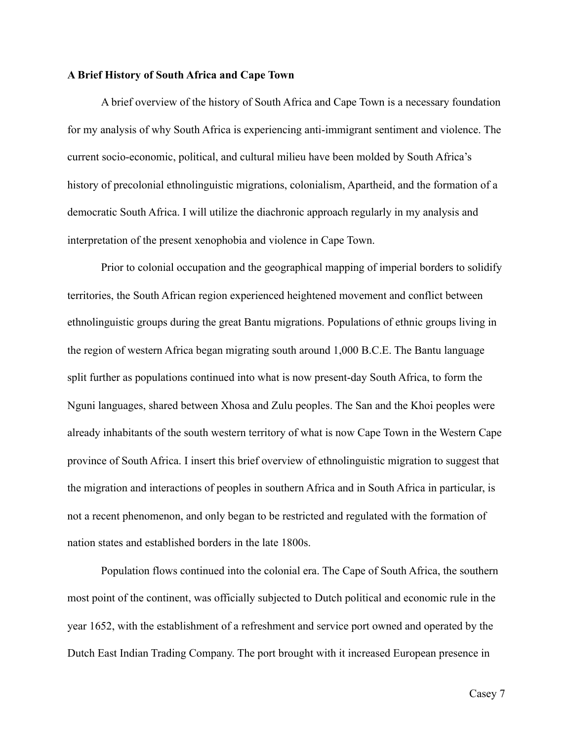**A Brief History of South Africa and Cape Town**

A brief overview of the history of South Africa and Cape Town is a necessary foundation for my analysis of why South Africa is experiencing anti-immigrant sentiment and violence. The current socio-economic, political, and cultural milieu have been molded by South Africa's history of precolonial ethnolinguistic migrations, colonialism, Apartheid, and the formation of a democratic South Africa. I will utilize the diachronic approach regularly in my analysis and interpretation of the present xenophobia and violence in Cape Town.

Prior to colonial occupation and the geographical mapping of imperial borders to solidify territories, the South African region experienced heightened movement and conflict between ethnolinguistic groups during the great Bantu migrations. Populations of ethnic groups living in the region of western Africa began migrating south around 1,000 B.C.E. The Bantu language split further as populations continued into what is now present-day South Africa, to form the Nguni languages, shared between Xhosa and Zulu peoples. The San and the Khoi peoples were already inhabitants of the south western territory of what is now Cape Town in the Western Cape province of South Africa. I insert this brief overview of ethnolinguistic migration to suggest that the migration and interactions of peoples in southern Africa and in South Africa in particular, is not a recent phenomenon, and only began to be restricted and regulated with the formation of nation states and established borders in the late 1800s.

Population flows continued into the colonial era. The Cape of South Africa, the southern most point of the continent, was officially subjected to Dutch political and economic rule in the year 1652, with the establishment of a refreshment and service port owned and operated by the Dutch East Indian Trading Company. The port brought with it increased European presence in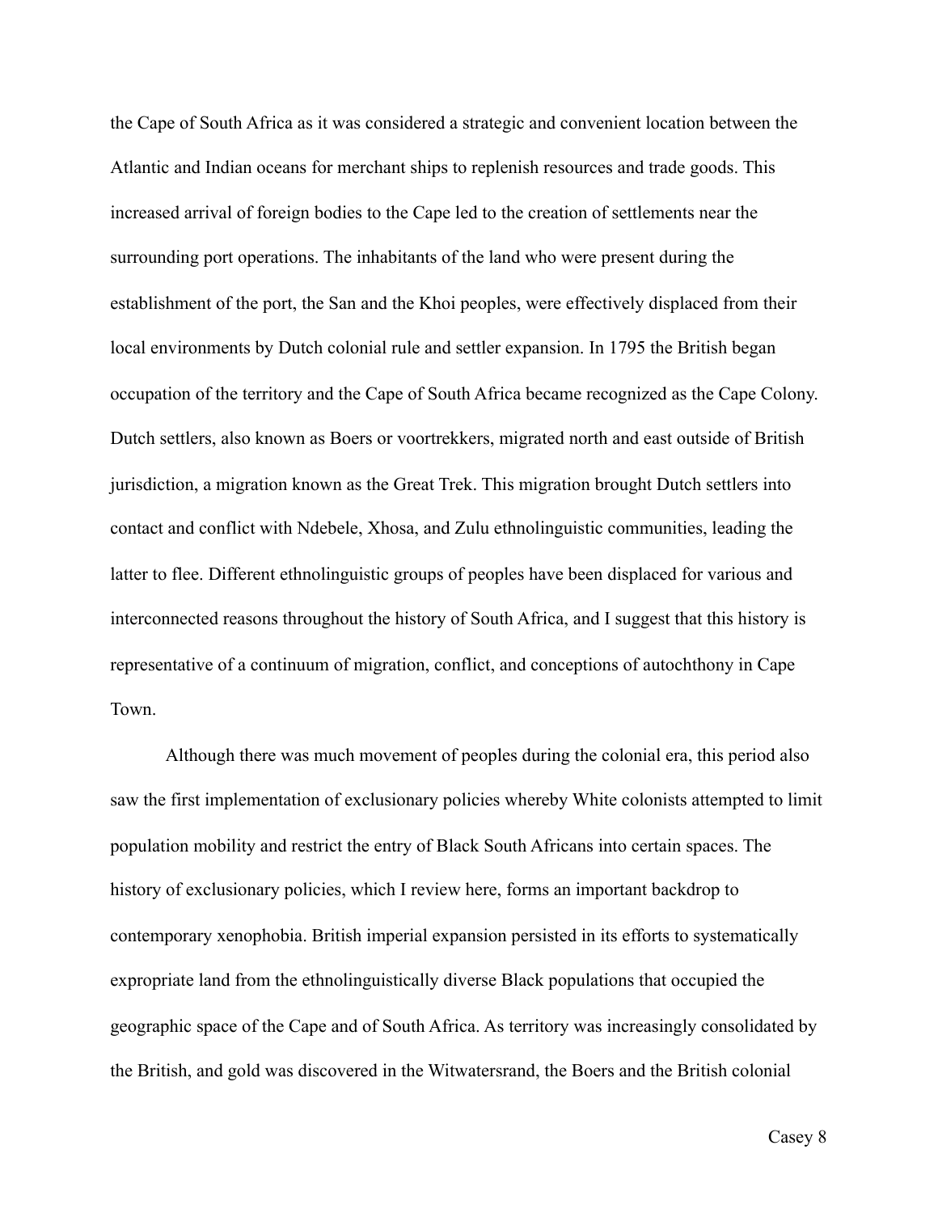the Cape of South Africa as it was considered a strategic and convenient location between the Atlantic and Indian oceans for merchant ships to replenish resources and trade goods. This increased arrival of foreign bodies to the Cape led to the creation of settlements near the surrounding port operations. The inhabitants of the land who were present during the establishment of the port, the San and the Khoi peoples, were effectively displaced from their local environments by Dutch colonial rule and settler expansion. In 1795 the British began occupation of the territory and the Cape of South Africa became recognized as the Cape Colony. Dutch settlers, also known as Boers or voortrekkers, migrated north and east outside of British jurisdiction, a migration known as the Great Trek. This migration brought Dutch settlers into contact and conflict with Ndebele, Xhosa, and Zulu ethnolinguistic communities, leading the latter to flee. Different ethnolinguistic groups of peoples have been displaced for various and interconnected reasons throughout the history of South Africa, and I suggest that this history is representative of a continuum of migration, conflict, and conceptions of autochthony in Cape Town.

Although there was much movement of peoples during the colonial era, this period also saw the first implementation of exclusionary policies whereby White colonists attempted to limit population mobility and restrict the entry of Black South Africans into certain spaces. The history of exclusionary policies, which I review here, forms an important backdrop to contemporary xenophobia. British imperial expansion persisted in its efforts to systematically expropriate land from the ethnolinguistically diverse Black populations that occupied the geographic space of the Cape and of South Africa. As territory was increasingly consolidated by the British, and gold was discovered in the Witwatersrand, the Boers and the British colonial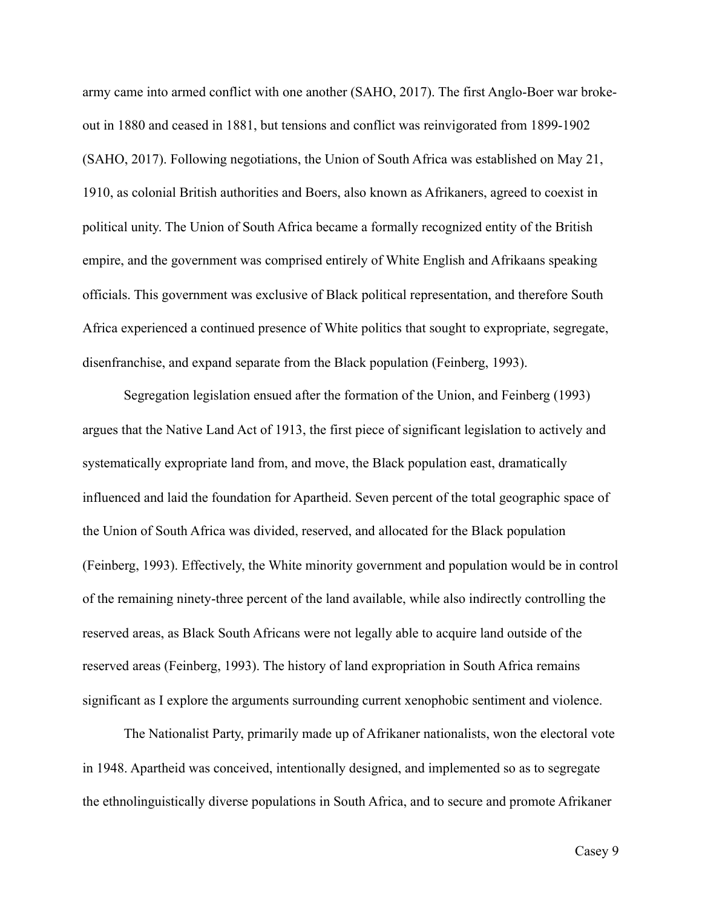army came into armed conflict with one another (SAHO, 2017). The first Anglo-Boer war broke-out in 1880 and ceased in 1881, but tensions and conflict was reinvigorated from 1899-1902 (SAHO, 2017). Following negotiations, the Union of South Africa was established on May 21, 1910, as colonial British authorities and Boers, also known as Afrikaners, agreed to coexist in political unity. The Union of South Africa became a formally recognized entity of the British empire, and the government was comprised entirely of White English and Afrikaans speaking officials. This government was exclusive of Black political representation, and therefore South Africa experienced a continued presence of White politics that sought to expropriate, segregate, disenfranchise, and expand separate from the Black population (Feinberg, 1993).

Segregation legislation ensued after the formation of the Union, and Feinberg (1993) argues that the Native Land Act of 1913, the first piece of significant legislation to actively and systematically expropriate land from, and move, the Black population east, dramatically influenced and laid the foundation for Apartheid. Seven percent of the total geographic space of the Union of South Africa was divided, reserved, and allocated for the Black population (Feinberg, 1993). Effectively, the White minority government and population would be in control of the remaining ninety-three percent of the land available, while also indirectly controlling the reserved areas, as Black South Africans were not legally able to acquire land outside of the reserved areas (Feinberg, 1993). The history of land expropriation in South Africa remains significant as I explore the arguments surrounding current xenophobic sentiment and violence.

The Nationalist Party, primarily made up of Afrikaner nationalists, won the electoral vote in 1948. Apartheid was conceived, intentionally designed, and implemented so as to segregate the ethnolinguistically diverse populations in South Africa, and to secure and promote Afrikaner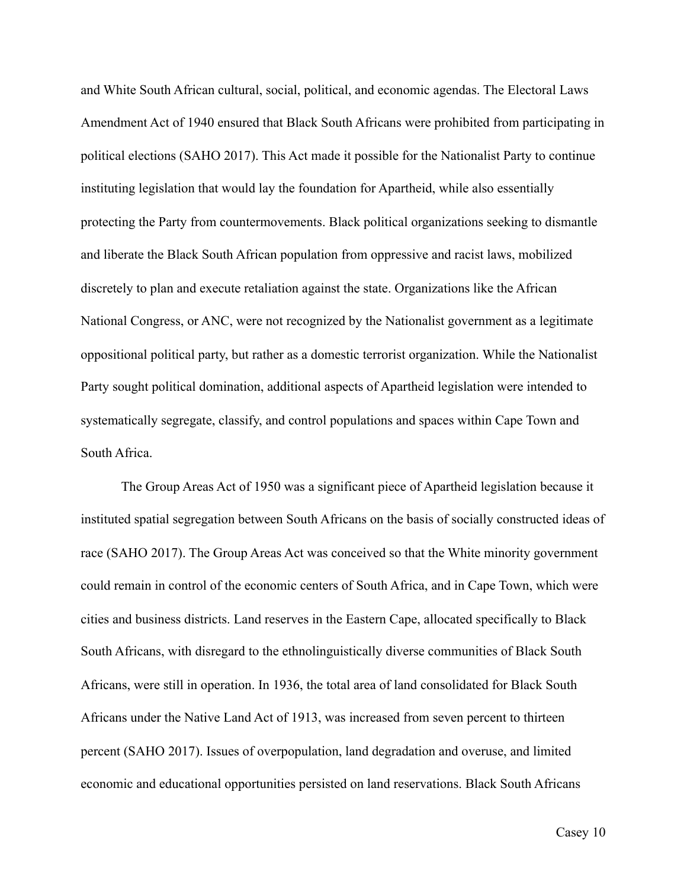and White South African cultural, social, political, and economic agendas. The Electoral Laws Amendment Act of 1940 ensured that Black South Africans were prohibited from participating in political elections (SAHO 2017). This Act made it possible for the Nationalist Party to continue instituting legislation that would lay the foundation for Apartheid, while also essentially protecting the Party from countermovements. Black political organizations seeking to dismantle and liberate the Black South African population from oppressive and racist laws, mobilized discretely to plan and execute retaliation against the state. Organizations like the African National Congress, or ANC, were not recognized by the Nationalist government as a legitimate oppositional political party, but rather as a domestic terrorist organization. While the Nationalist Party sought political domination, additional aspects of Apartheid legislation were intended to systematically segregate, classify, and control populations and spaces within Cape Town and South Africa.

The Group Areas Act of 1950 was a significant piece of Apartheid legislation because it instituted spatial segregation between South Africans on the basis of socially constructed ideas of race (SAHO 2017). The Group Areas Act was conceived so that the White minority government could remain in control of the economic centers of South Africa, and in Cape Town, which were cities and business districts. Land reserves in the Eastern Cape, allocated specifically to Black South Africans, with disregard to the ethnolinguistically diverse communities of Black South Africans, were still in operation. In 1936, the total area of land consolidated for Black South Africans under the Native Land Act of 1913, was increased from seven percent to thirteen percent (SAHO 2017). Issues of overpopulation, land degradation and overuse, and limited economic and educational opportunities persisted on land reservations. Black South Africans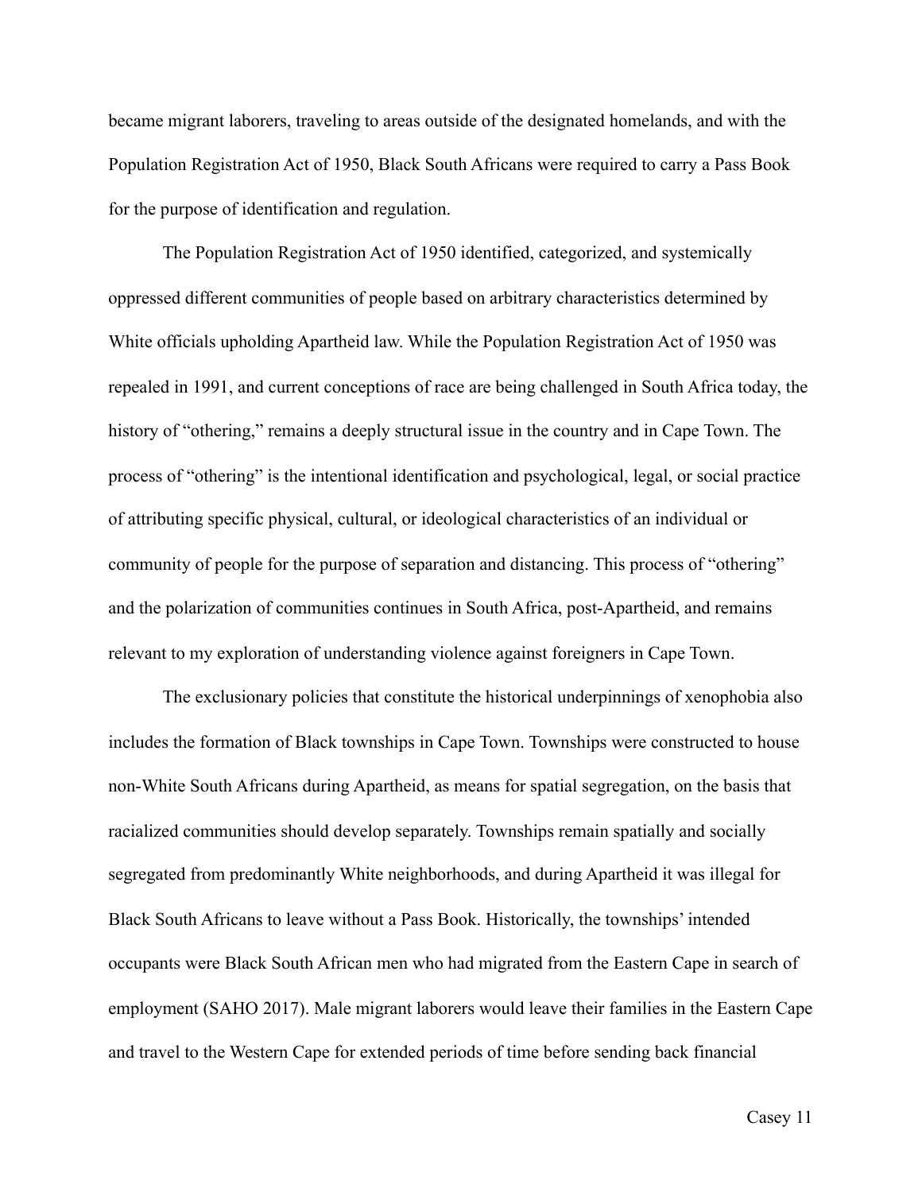became migrant laborers, traveling to areas outside of the designated homelands, and with the Population Registration Act of 1950, Black South Africans were required to carry a Pass Book for the purpose of identification and regulation.

The Population Registration Act of 1950 identified, categorized, and systemically oppressed different communities of people based on arbitrary characteristics determined by White officials upholding Apartheid law. While the Population Registration Act of 1950 was repealed in 1991, and current conceptions of race are being challenged in South Africa today, the history of "othering," remains a deeply structural issue in the country and in Cape Town. The process of "othering" is the intentional identification and psychological, legal, or social practice of attributing specific physical, cultural, or ideological characteristics of an individual or community of people for the purpose of separation and distancing. This process of "othering" and the polarization of communities continues in South Africa, post-Apartheid, and remains relevant to my exploration of understanding violence against foreigners in Cape Town.

The exclusionary policies that constitute the historical underpinnings of xenophobia also includes the formation of Black townships in Cape Town. Townships were constructed to house non-White South Africans during Apartheid, as means for spatial segregation, on the basis that racialized communities should develop separately. Townships remain spatially and socially segregated from predominantly White neighborhoods, and during Apartheid it was illegal for Black South Africans to leave without a Pass Book. Historically, the townships' intended occupants were Black South African men who had migrated from the Eastern Cape in search of employment (SAHO 2017). Male migrant laborers would leave their families in the Eastern Cape and travel to the Western Cape for extended periods of time before sending back financial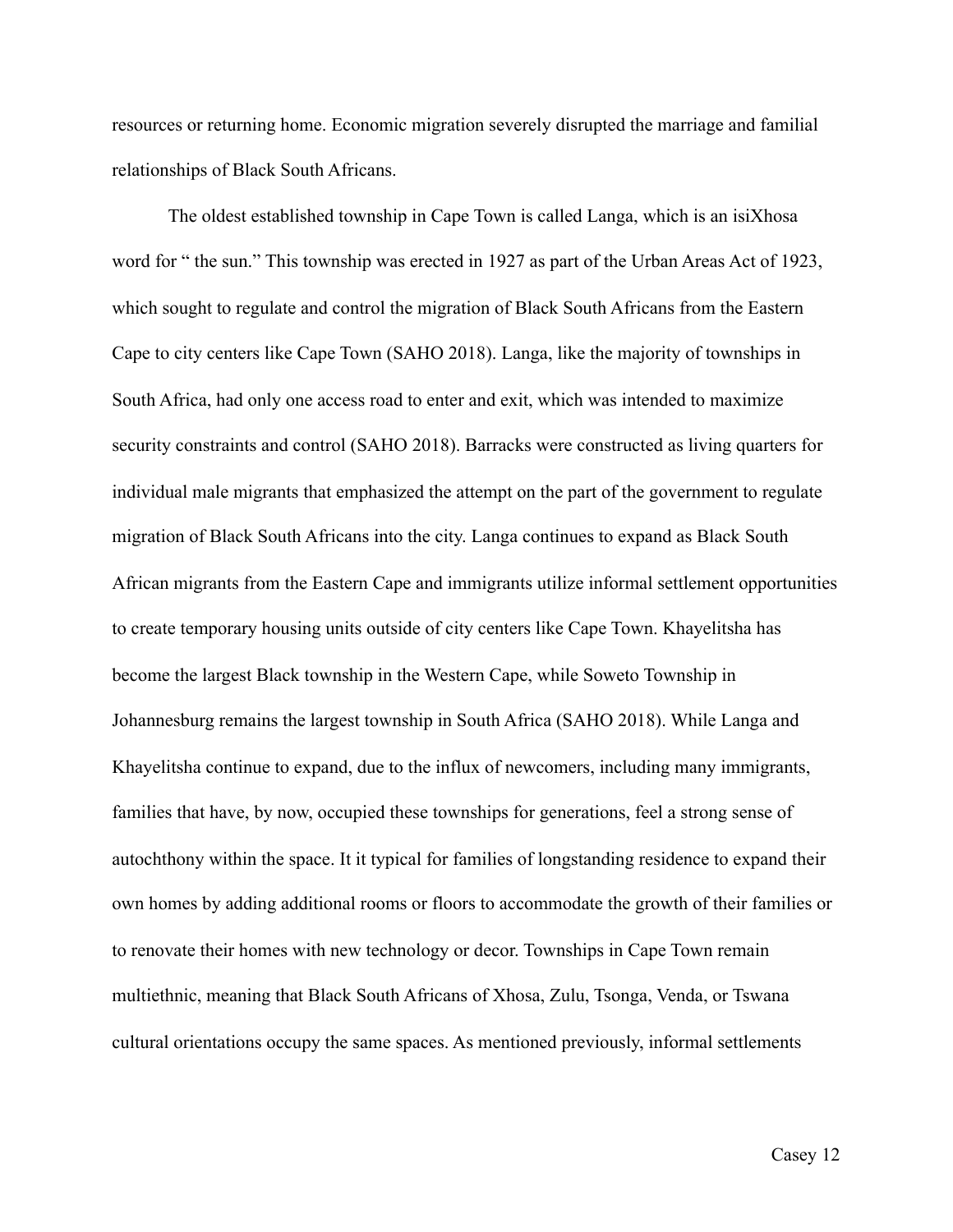resources or returning home. Economic migration severely disrupted the marriage and familial relationships of Black South Africans.

The oldest established township in Cape Town is called Langa, which is an isiXhosa word for " the sun." This township was erected in 1927 as part of the Urban Areas Act of 1923, which sought to regulate and control the migration of Black South Africans from the Eastern Cape to city centers like Cape Town (SAHO 2018). Langa, like the majority of townships in South Africa, had only one access road to enter and exit, which was intended to maximize security constraints and control (SAHO 2018). Barracks were constructed as living quarters for individual male migrants that emphasized the attempt on the part of the government to regulate migration of Black South Africans into the city. Langa continues to expand as Black South African migrants from the Eastern Cape and immigrants utilize informal settlement opportunities to create temporary housing units outside of city centers like Cape Town. Khayelitsha has become the largest Black township in the Western Cape, while Soweto Township in Johannesburg remains the largest township in South Africa (SAHO 2018). While Langa and Khayelitsha continue to expand, due to the influx of newcomers, including many immigrants, families that have, by now, occupied these townships for generations, feel a strong sense of autochthony within the space. It it typical for families of longstanding residence to expand their own homes by adding additional rooms or floors to accommodate the growth of their families or to renovate their homes with new technology or decor. Townships in Cape Town remain multiethnic, meaning that Black South Africans of Xhosa, Zulu, Tsonga, Venda, or Tswana cultural orientations occupy the same spaces. As mentioned previously, informal settlements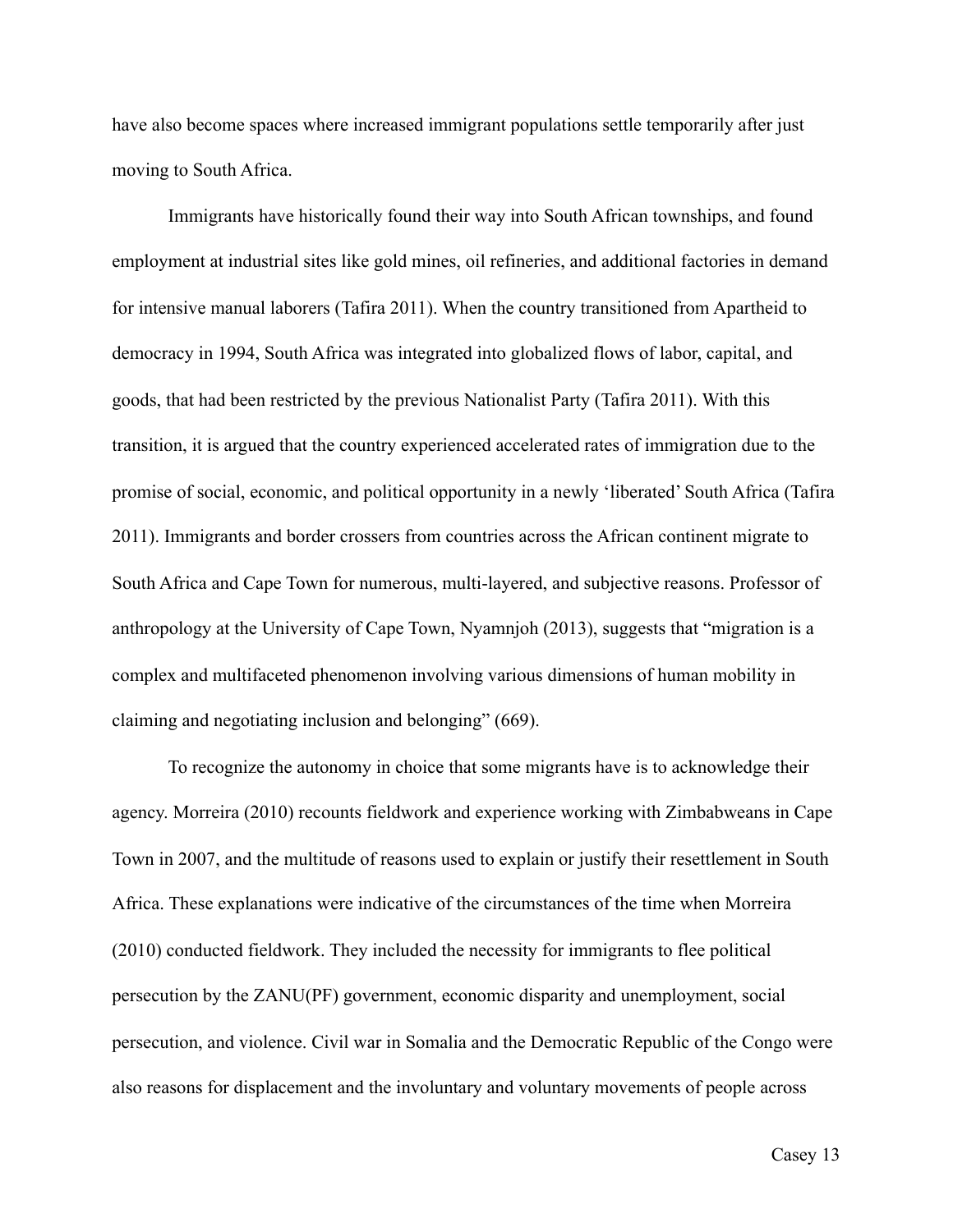have also become spaces where increased immigrant populations settle temporarily after just moving to South Africa.

Immigrants have historically found their way into South African townships, and found employment at industrial sites like gold mines, oil refineries, and additional factories in demand for intensive manual laborers (Tafira 2011). When the country transitioned from Apartheid to democracy in 1994, South Africa was integrated into globalized flows of labor, capital, and goods, that had been restricted by the previous Nationalist Party (Tafira 2011). With this transition, it is argued that the country experienced accelerated rates of immigration due to the promise of social, economic, and political opportunity in a newly 'liberated' South Africa (Tafira 2011). Immigrants and border crossers from countries across the African continent migrate to South Africa and Cape Town for numerous, multi-layered, and subjective reasons. Professor of anthropology at the University of Cape Town, Nyamnjoh (2013), suggests that "migration is a complex and multifaceted phenomenon involving various dimensions of human mobility in claiming and negotiating inclusion and belonging" (669).

To recognize the autonomy in choice that some migrants have is to acknowledge their agency. Morreira (2010) recounts fieldwork and experience working with Zimbabweans in Cape Town in 2007, and the multitude of reasons used to explain or justify their resettlement in South Africa. These explanations were indicative of the circumstances of the time when Morreira (2010) conducted fieldwork. They included the necessity for immigrants to flee political persecution by the ZANU(PF) government, economic disparity and unemployment, social persecution, and violence. Civil war in Somalia and the Democratic Republic of the Congo were also reasons for displacement and the involuntary and voluntary movements of people across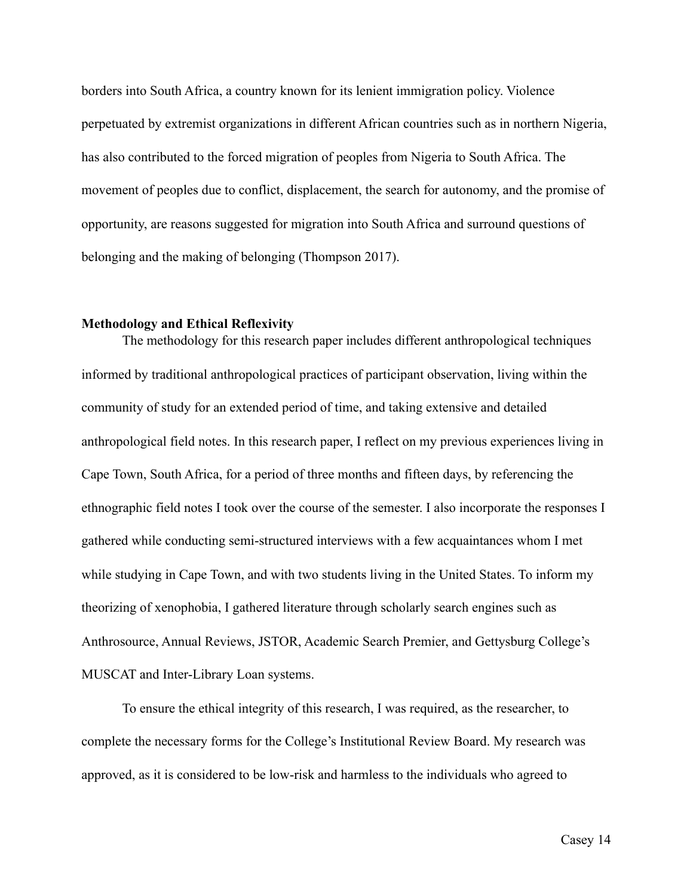borders into South Africa, a country known for its lenient immigration policy. Violence perpetuated by extremist organizations in different African countries such as in northern Nigeria, has also contributed to the forced migration of peoples from Nigeria to South Africa. The movement of peoples due to conflict, displacement, the search for autonomy, and the promise of opportunity, are reasons suggested for migration into South Africa and surround questions of belonging and the making of belonging (Thompson 2017).

**Methodology and Ethical Reflexivity**

The methodology for this research paper includes different anthropological techniques informed by traditional anthropological practices of participant observation, living within the community of study for an extended period of time, and taking extensive and detailed anthropological field notes. In this research paper, I reflect on my previous experiences living in Cape Town, South Africa, for a period of three months and fifteen days, by referencing the ethnographic field notes I took over the course of the semester. I also incorporate the responses I gathered while conducting semi-structured interviews with a few acquaintances whom I met while studying in Cape Town, and with two students living in the United States. To inform my theorizing of xenophobia, I gathered literature through scholarly search engines such as Anthrosource, Annual Reviews, JSTOR, Academic Search Premier, and Gettysburg College's MUSCAT and Inter-Library Loan systems.

To ensure the ethical integrity of this research, I was required, as the researcher, to complete the necessary forms for the College's Institutional Review Board. My research was approved, as it is considered to be low-risk and harmless to the individuals who agreed to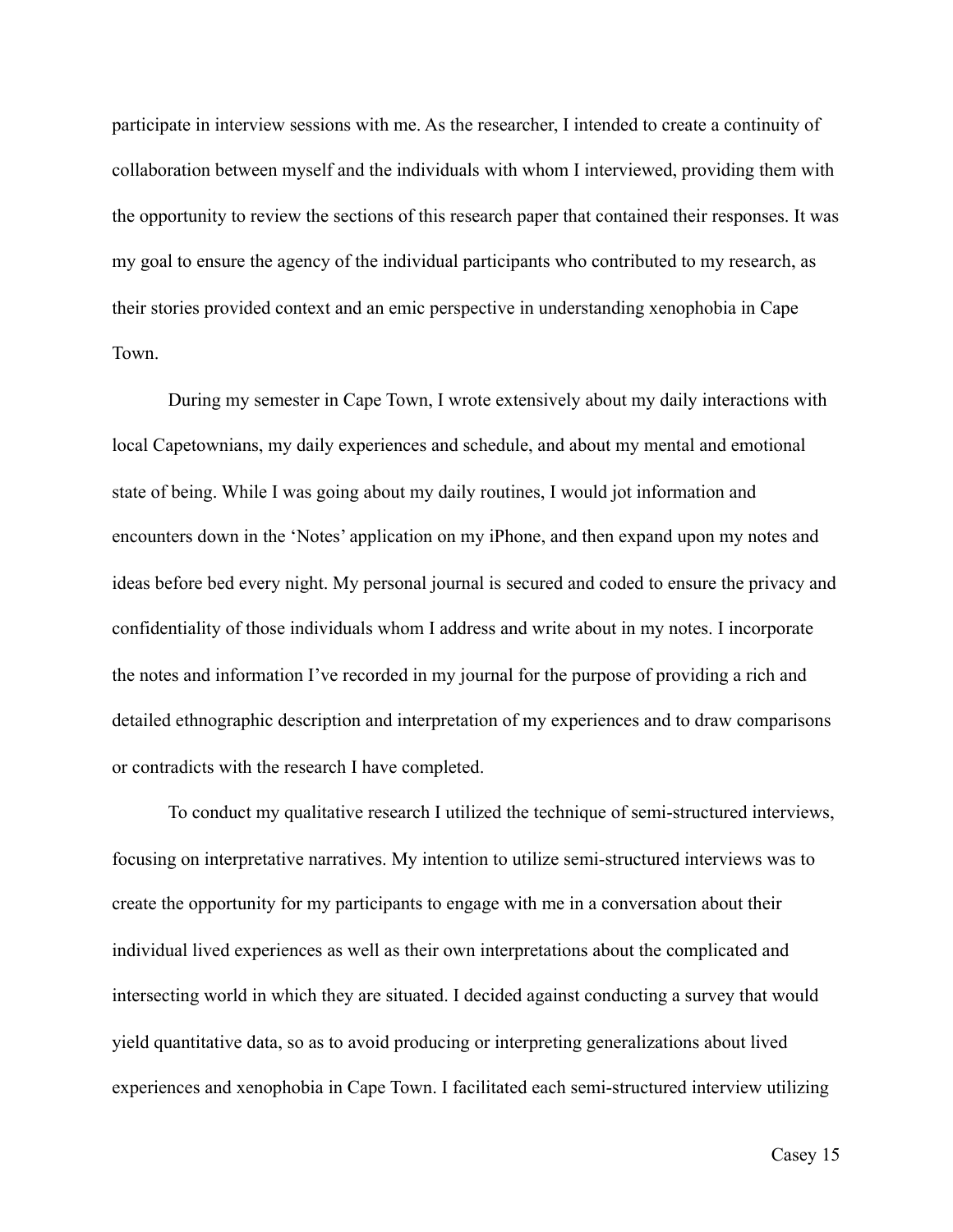participate in interview sessions with me. As the researcher, I intended to create a continuity of collaboration between myself and the individuals with whom I interviewed, providing them with the opportunity to review the sections of this research paper that contained their responses. It was my goal to ensure the agency of the individual participants who contributed to my research, as their stories provided context and an emic perspective in understanding xenophobia in Cape Town.

During my semester in Cape Town, I wrote extensively about my daily interactions with local Capetownians, my daily experiences and schedule, and about my mental and emotional state of being. While I was going about my daily routines, I would jot information and encounters down in the 'Notes' application on my iPhone, and then expand upon my notes and ideas before bed every night. My personal journal is secured and coded to ensure the privacy and confidentiality of those individuals whom I address and write about in my notes. I incorporate the notes and information I've recorded in my journal for the purpose of providing a rich and detailed ethnographic description and interpretation of my experiences and to draw comparisons or contradicts with the research I have completed.

To conduct my qualitative research I utilized the technique of semi-structured interviews, focusing on interpretative narratives. My intention to utilize semi-structured interviews was to create the opportunity for my participants to engage with me in a conversation about their individual lived experiences as well as their own interpretations about the complicated and intersecting world in which they are situated. I decided against conducting a survey that would yield quantitative data, so as to avoid producing or interpreting generalizations about lived experiences and xenophobia in Cape Town. I facilitated each semi-structured interview utilizing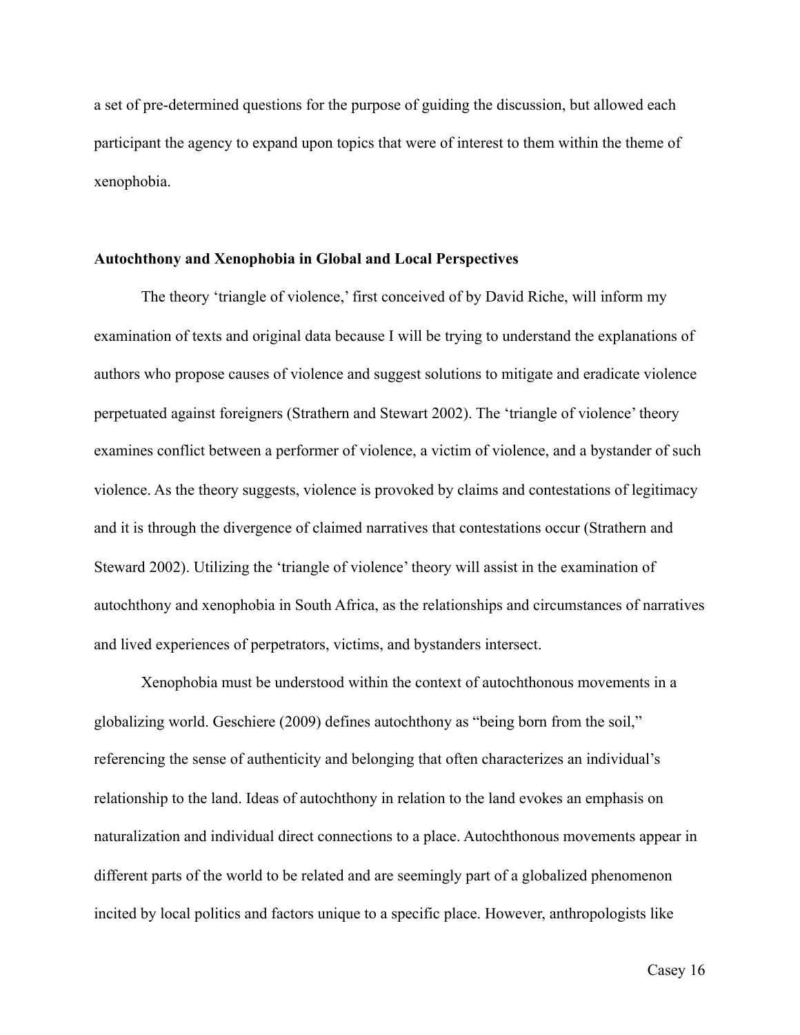a set of pre-determined questions for the purpose of guiding the discussion, but allowed each participant the agency to expand upon topics that were of interest to them within the theme of xenophobia.

## Autochthony and Xenophobia in Global and Local Perspectives

The theory 'triangle of violence,' first conceived of by David Riche, will inform my examination of texts and original data because I will be trying to understand the explanations of authors who propose causes of violence and suggest solutions to mitigate and eradicate violence perpetuated against foreigners (Strathern and Stewart 2002). The 'triangle of violence' theory examines conflict between a performer of violence, a victim of violence, and a bystander of such violence. As the theory suggests, violence is provoked by claims and contestations of legitimacy and it is through the divergence of claimed narratives that contestations occur (Strathern and Steward 2002). Utilizing the 'triangle of violence' theory will assist in the examination of autochthony and xenophobia in South Africa, as the relationships and circumstances of narratives and lived experiences of perpetrators, victims, and bystanders intersect.

Xenophobia must be understood within the context of autochthonous movements in a globalizing world. Geschiere (2009) defines autochthony as "being born from the soil," referencing the sense of authenticity and belonging that often characterizes an individual's relationship to the land. Ideas of autochthony in relation to the land evokes an emphasis on naturalization and individual direct connections to a place. Autochthonous movements appear in different parts of the world to be related and are seemingly part of a globalized phenomenon incited by local politics and factors unique to a specific place. However, anthropologists like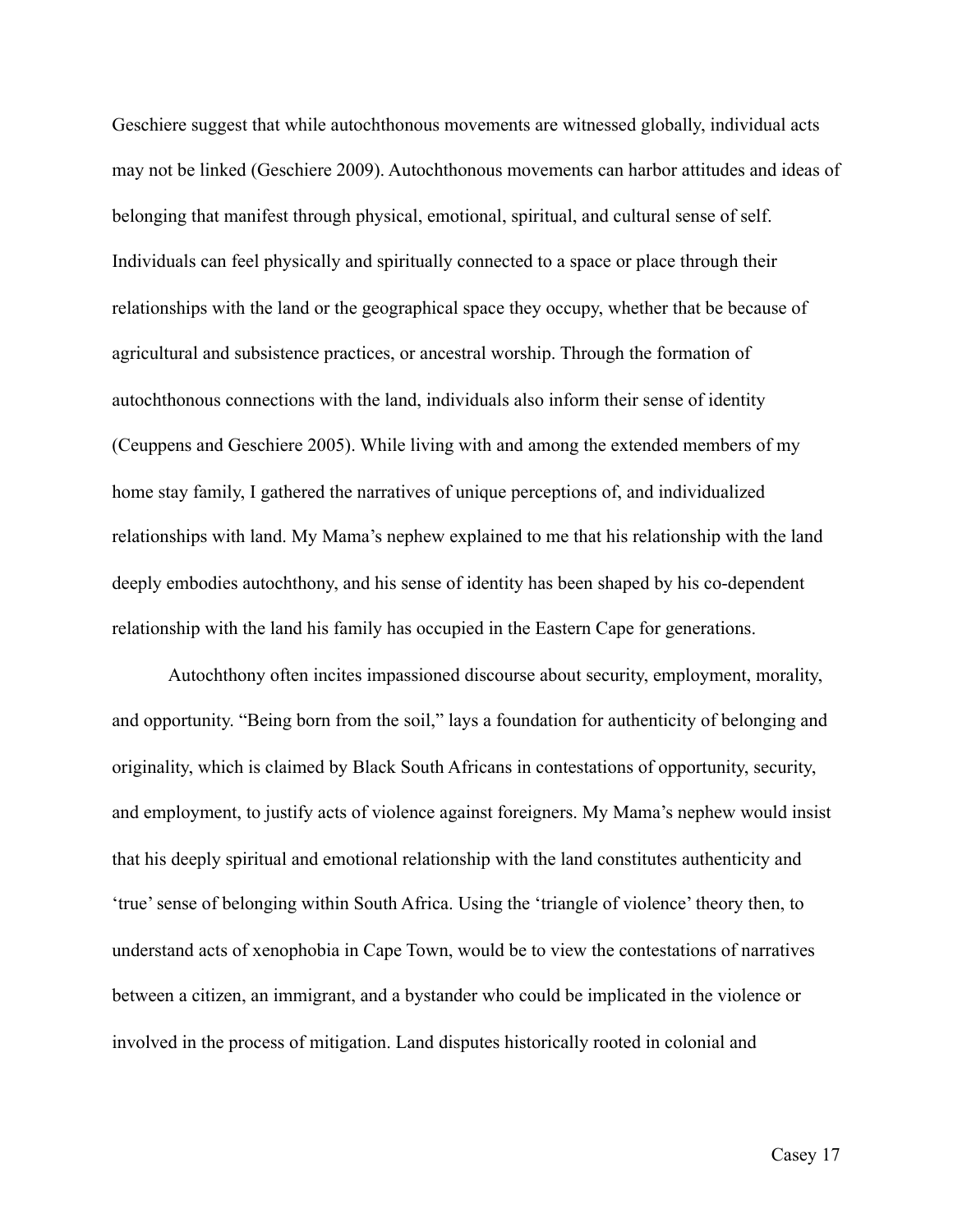Geschiere suggest that while autochthonous movements are witnessed globally, individual acts may not be linked (Geschiere 2009). Autochthonous movements can harbor attitudes and ideas of belonging that manifest through physical, emotional, spiritual, and cultural sense of self. Individuals can feel physically and spiritually connected to a space or place through their relationships with the land or the geographical space they occupy, whether that be because of agricultural and subsistence practices, or ancestral worship. Through the formation of autochthonous connections with the land, individuals also inform their sense of identity (Ceuppens and Geschiere 2005). While living with and among the extended members of my home stay family, I gathered the narratives of unique perceptions of, and individualized relationships with land. My Mama's nephew explained to me that his relationship with the land deeply embodies autochthony, and his sense of identity has been shaped by his co-dependent relationship with the land his family has occupied in the Eastern Cape for generations.

Autochthony often incites impassioned discourse about security, employment, morality, and opportunity. "Being born from the soil," lays a foundation for authenticity of belonging and originality, which is claimed by Black South Africans in contestations of opportunity, security, and employment, to justify acts of violence against foreigners. My Mama's nephew would insist that his deeply spiritual and emotional relationship with the land constitutes authenticity and 'true' sense of belonging within South Africa. Using the 'triangle of violence' theory then, to understand acts of xenophobia in Cape Town, would be to view the contestations of narratives between a citizen, an immigrant, and a bystander who could be implicated in the violence or involved in the process of mitigation. Land disputes historically rooted in colonial and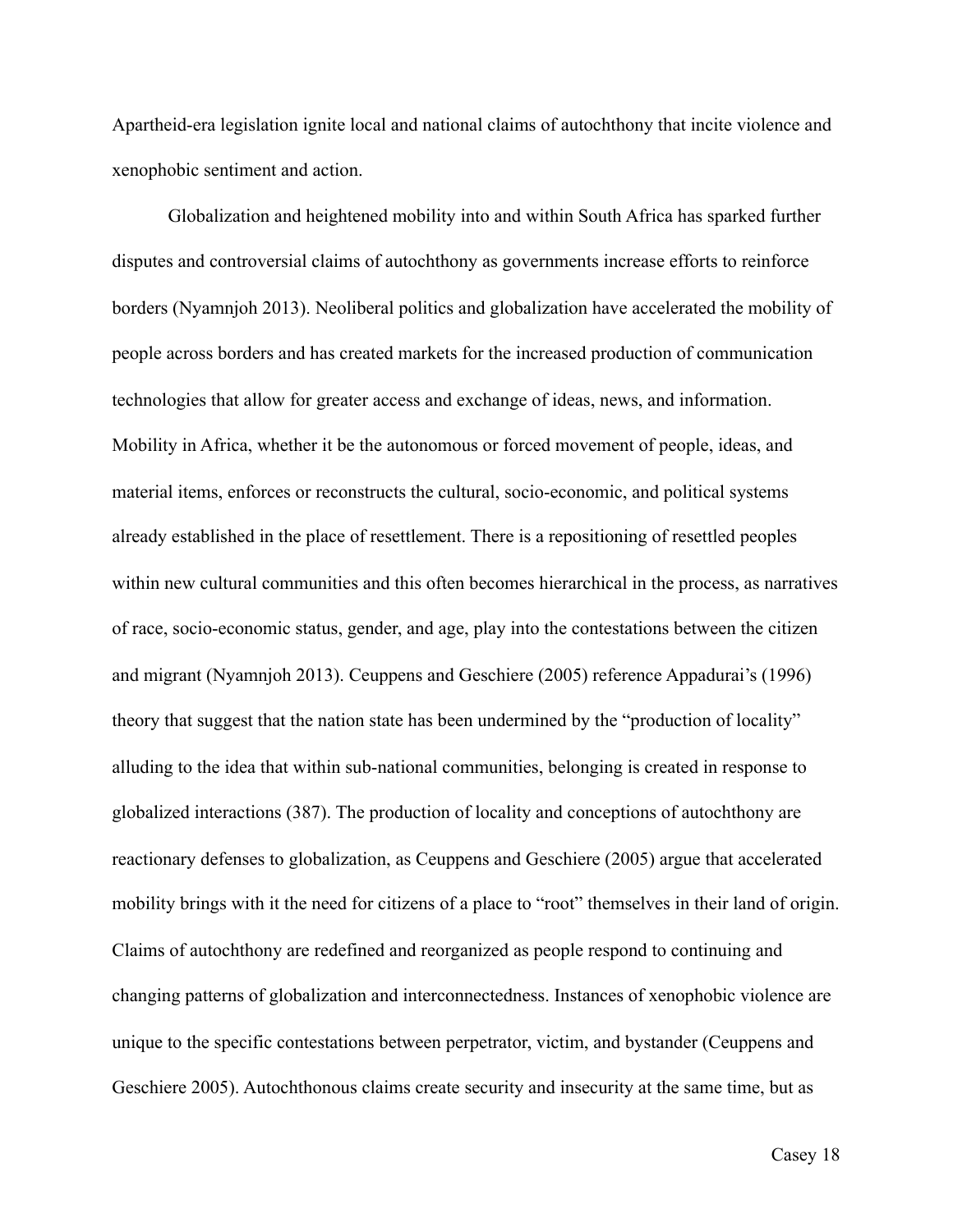Apartheid-era legislation ignite local and national claims of autochthony that incite violence and xenophobic sentiment and action.

Globalization and heightened mobility into and within South Africa has sparked further disputes and controversial claims of autochthony as governments increase efforts to reinforce borders (Nyamnjoh 2013). Neoliberal politics and globalization have accelerated the mobility of people across borders and has created markets for the increased production of communication technologies that allow for greater access and exchange of ideas, news, and information. Mobility in Africa, whether it be the autonomous or forced movement of people, ideas, and material items, enforces or reconstructs the cultural, socio-economic, and political systems already established in the place of resettlement. There is a repositioning of resettled peoples within new cultural communities and this often becomes hierarchical in the process, as narratives of race, socio-economic status, gender, and age, play into the contestations between the citizen and migrant (Nyamnjoh 2013). Ceuppens and Geschiere (2005) reference Appadurai's (1996) theory that suggest that the nation state has been undermined by the "production of locality" alluding to the idea that within sub-national communities, belonging is created in response to globalized interactions (387). The production of locality and conceptions of autochthony are reactionary defenses to globalization, as Ceuppens and Geschiere (2005) argue that accelerated mobility brings with it the need for citizens of a place to "root" themselves in their land of origin. Claims of autochthony are redefined and reorganized as people respond to continuing and changing patterns of globalization and interconnectedness. Instances of xenophobic violence are unique to the specific contestations between perpetrator, victim, and bystander (Ceuppens and Geschiere 2005). Autochthonous claims create security and insecurity at the same time, but as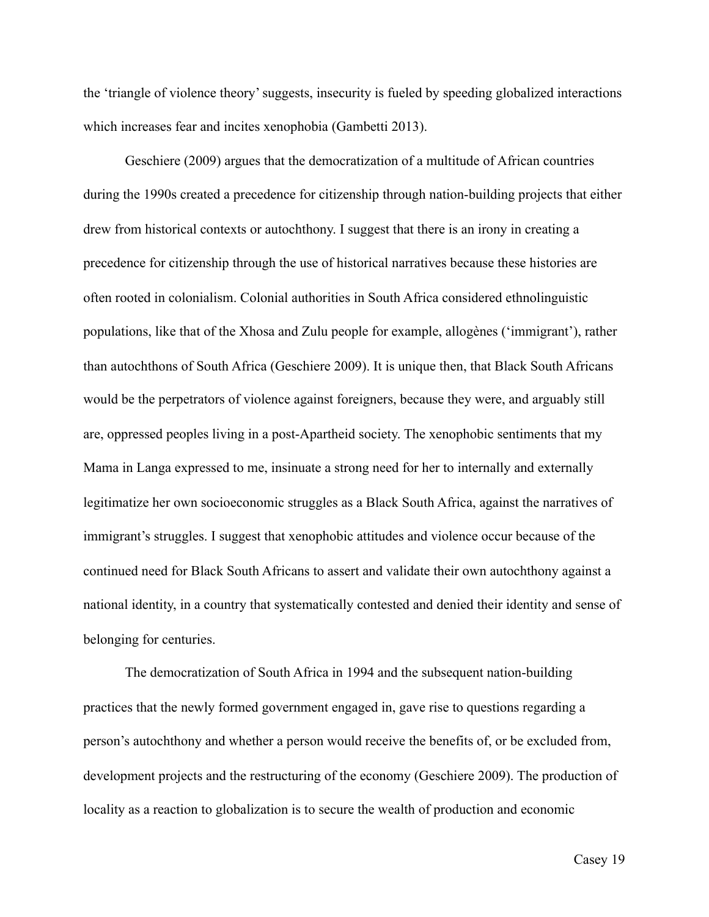the 'triangle of violence theory' suggests, insecurity is fueled by speeding globalized interactions which increases fear and incites xenophobia (Gambetti 2013).

Geschiere (2009) argues that the democratization of a multitude of African countries during the 1990s created a precedence for citizenship through nation-building projects that either drew from historical contexts or autochthony. I suggest that there is an irony in creating a precedence for citizenship through the use of historical narratives because these histories are often rooted in colonialism. Colonial authorities in South Africa considered ethnolinguistic populations, like that of the Xhosa and Zulu people for example, allogènes ('immigrant'), rather than autochthons of South Africa (Geschiere 2009). It is unique then, that Black South Africans would be the perpetrators of violence against foreigners, because they were, and arguably still are, oppressed peoples living in a post-Apartheid society. The xenophobic sentiments that my Mama in Langa expressed to me, insinuate a strong need for her to internally and externally legitimatize her own socioeconomic struggles as a Black South Africa, against the narratives of immigrant's struggles. I suggest that xenophobic attitudes and violence occur because of the continued need for Black South Africans to assert and validate their own autochthony against a national identity, in a country that systematically contested and denied their identity and sense of belonging for centuries.

The democratization of South Africa in 1994 and the subsequent nation-building practices that the newly formed government engaged in, gave rise to questions regarding a person's autochthony and whether a person would receive the benefits of, or be excluded from, development projects and the restructuring of the economy (Geschiere 2009). The production of locality as a reaction to globalization is to secure the wealth of production and economic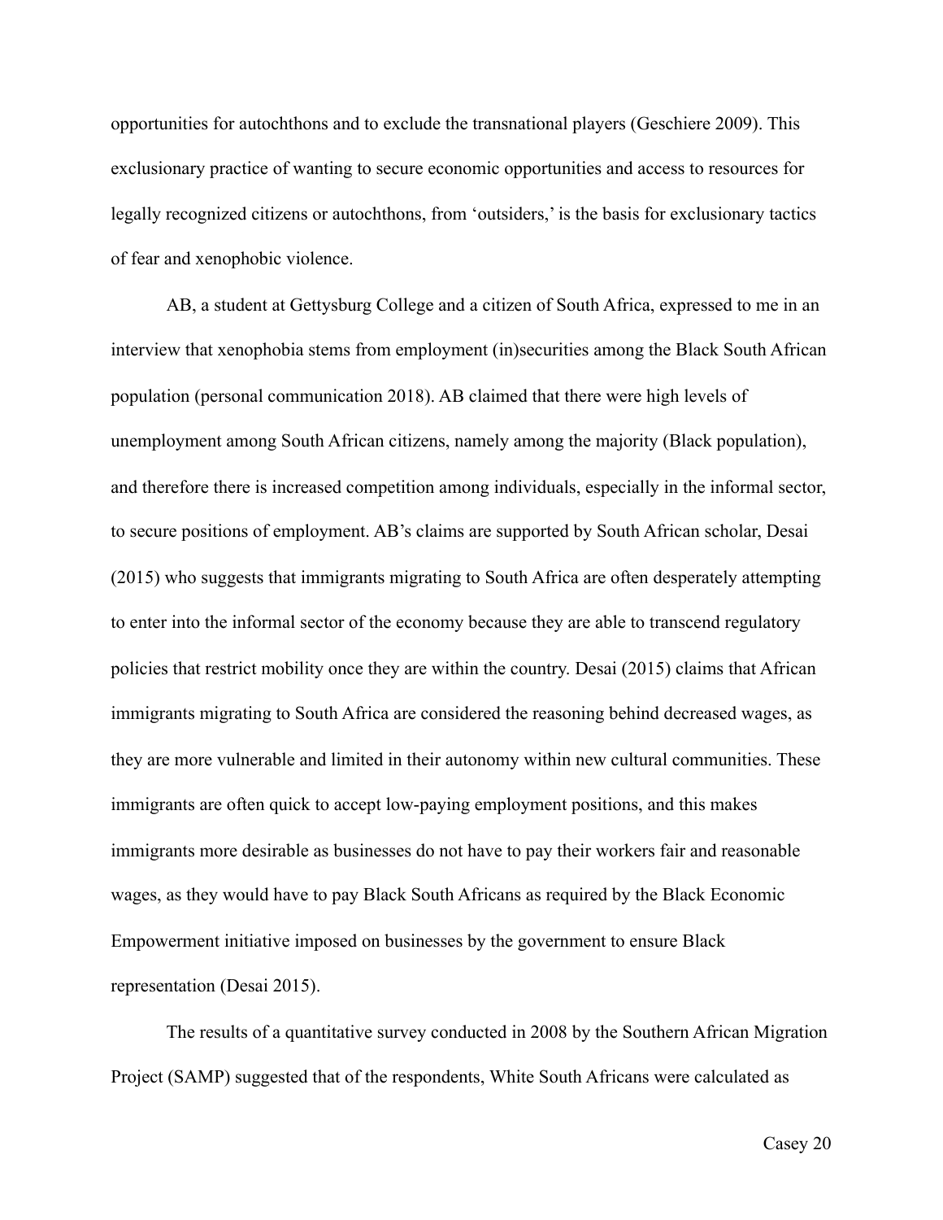opportunities for autochthons and to exclude the transnational players (Geschiere 2009). This exclusionary practice of wanting to secure economic opportunities and access to resources for legally recognized citizens or autochthons, from 'outsiders,' is the basis for exclusionary tactics of fear and xenophobic violence.

AB, a student at Gettysburg College and a citizen of South Africa, expressed to me in an interview that xenophobia stems from employment (in)securities among the Black South African population (personal communication 2018). AB claimed that there were high levels of unemployment among South African citizens, namely among the majority (Black population), and therefore there is increased competition among individuals, especially in the informal sector, to secure positions of employment. AB's claims are supported by South African scholar, Desai (2015) who suggests that immigrants migrating to South Africa are often desperately attempting to enter into the informal sector of the economy because they are able to transcend regulatory policies that restrict mobility once they are within the country. Desai (2015) claims that African immigrants migrating to South Africa are considered the reasoning behind decreased wages, as they are more vulnerable and limited in their autonomy within new cultural communities. These immigrants are often quick to accept low-paying employment positions, and this makes immigrants more desirable as businesses do not have to pay their workers fair and reasonable wages, as they would have to pay Black South Africans as required by the Black Economic Empowerment initiative imposed on businesses by the government to ensure Black representation (Desai 2015).

The results of a quantitative survey conducted in 2008 by the Southern African Migration Project (SAMP) suggested that of the respondents, White South Africans were calculated as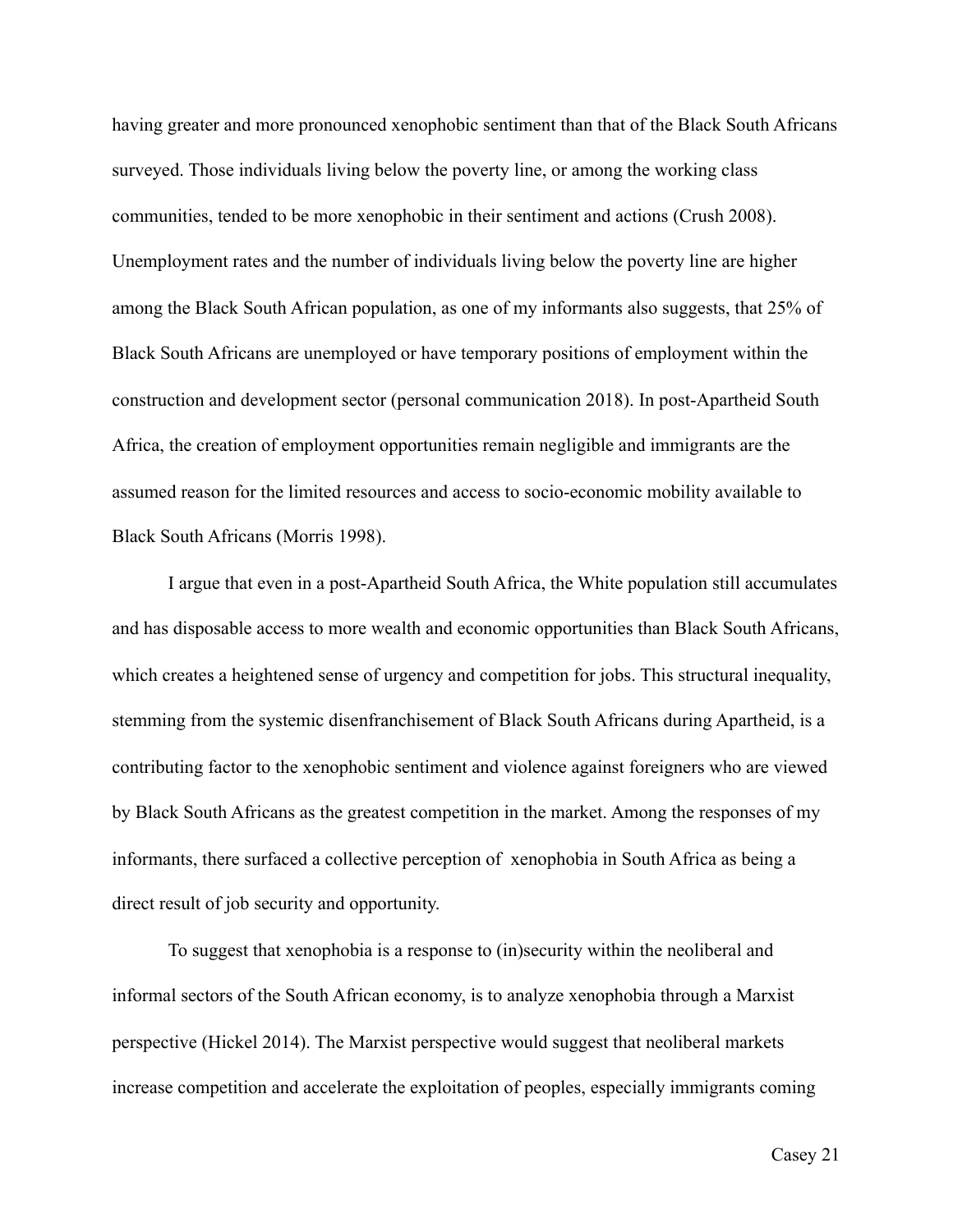having greater and more pronounced xenophobic sentiment than that of the Black South Africans surveyed. Those individuals living below the poverty line, or among the working class communities, tended to be more xenophobic in their sentiment and actions (Crush 2008). Unemployment rates and the number of individuals living below the poverty line are higher among the Black South African population, as one of my informants also suggests, that 25% of Black South Africans are unemployed or have temporary positions of employment within the construction and development sector (personal communication 2018). In post-Apartheid South Africa, the creation of employment opportunities remain negligible and immigrants are the assumed reason for the limited resources and access to socio-economic mobility available to Black South Africans (Morris 1998).

I argue that even in a post-Apartheid South Africa, the White population still accumulates and has disposable access to more wealth and economic opportunities than Black South Africans, which creates a heightened sense of urgency and competition for jobs. This structural inequality, stemming from the systemic disenfranchisement of Black South Africans during Apartheid, is a contributing factor to the xenophobic sentiment and violence against foreigners who are viewed by Black South Africans as the greatest competition in the market. Among the responses of my informants, there surfaced a collective perception of xenophobia in South Africa as being a direct result of job security and opportunity.

To suggest that xenophobia is a response to (in)security within the neoliberal and informal sectors of the South African economy, is to analyze xenophobia through a Marxist perspective (Hickel 2014). The Marxist perspective would suggest that neoliberal markets increase competition and accelerate the exploitation of peoples, especially immigrants coming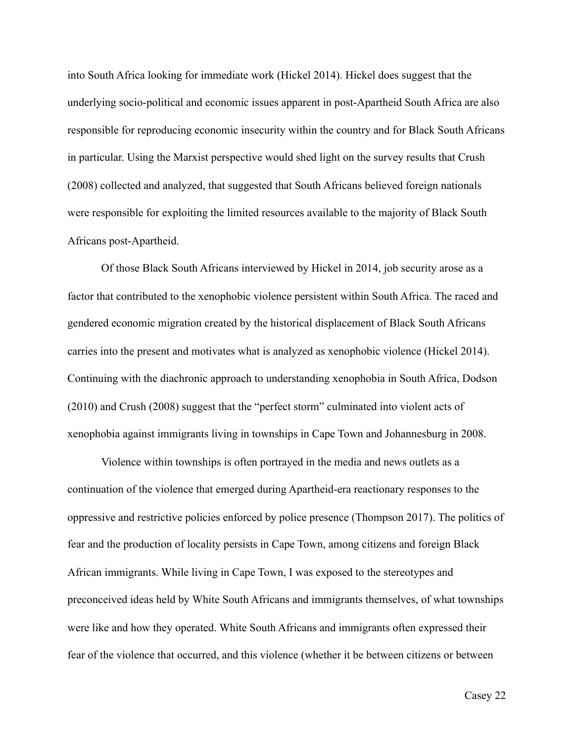into South Africa looking for immediate work (Hickel 2014). Hickel does suggest that the underlying socio-political and economic issues apparent in post-Apartheid South Africa are also responsible for reproducing economic insecurity within the country and for Black South Africans in particular. Using the Marxist perspective would shed light on the survey results that Crush (2008) collected and analyzed, that suggested that South Africans believed foreign nationals were responsible for exploiting the limited resources available to the majority of Black South Africans post-Apartheid.

Of those Black South Africans interviewed by Hickel in 2014, job security arose as a factor that contributed to the xenophobic violence persistent within South Africa. The raced and gendered economic migration created by the historical displacement of Black South Africans carries into the present and motivates what is analyzed as xenophobic violence (Hickel 2014). Continuing with the diachronic approach to understanding xenophobia in South Africa, Dodson (2010) and Crush (2008) suggest that the "perfect storm" culminated into violent acts of xenophobia against immigrants living in townships in Cape Town and Johannesburg in 2008.

Violence within townships is often portrayed in the media and news outlets as a continuation of the violence that emerged during Apartheid-era reactionary responses to the oppressive and restrictive policies enforced by police presence (Thompson 2017). The politics of fear and the production of locality persists in Cape Town, among citizens and foreign Black African immigrants. While living in Cape Town, I was exposed to the stereotypes and preconceived ideas held by White South Africans and immigrants themselves, of what townships were like and how they operated. White South Africans and immigrants often expressed their fear of the violence that occurred, and this violence (whether it be between citizens or between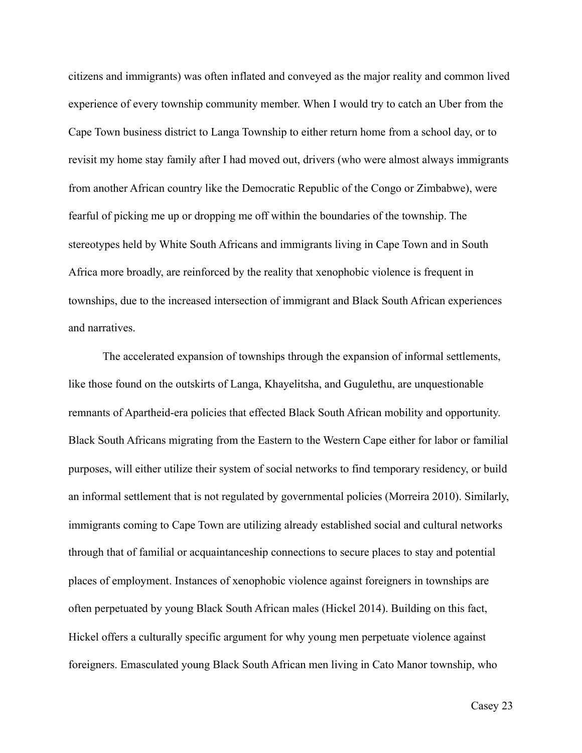citizens and immigrants) was often inflated and conveyed as the major reality and common lived experience of every township community member. When I would try to catch an Uber from the Cape Town business district to Langa Township to either return home from a school day, or to revisit my home stay family after I had moved out, drivers (who were almost always immigrants from another African country like the Democratic Republic of the Congo or Zimbabwe), were fearful of picking me up or dropping me off within the boundaries of the township. The stereotypes held by White South Africans and immigrants living in Cape Town and in South Africa more broadly, are reinforced by the reality that xenophobic violence is frequent in townships, due to the increased intersection of immigrant and Black South African experiences and narratives.

The accelerated expansion of townships through the expansion of informal settlements, like those found on the outskirts of Langa, Khayelitsha, and Gugulethu, are unquestionable remnants of Apartheid-era policies that effected Black South African mobility and opportunity. Black South Africans migrating from the Eastern to the Western Cape either for labor or familial purposes, will either utilize their system of social networks to find temporary residency, or build an informal settlement that is not regulated by governmental policies (Morreira 2010). Similarly, immigrants coming to Cape Town are utilizing already established social and cultural networks through that of familial or acquaintanceship connections to secure places to stay and potential places of employment. Instances of xenophobic violence against foreigners in townships are often perpetuated by young Black South African males (Hickel 2014). Building on this fact, Hickel offers a culturally specific argument for why young men perpetuate violence against foreigners. Emasculated young Black South African men living in Cato Manor township, who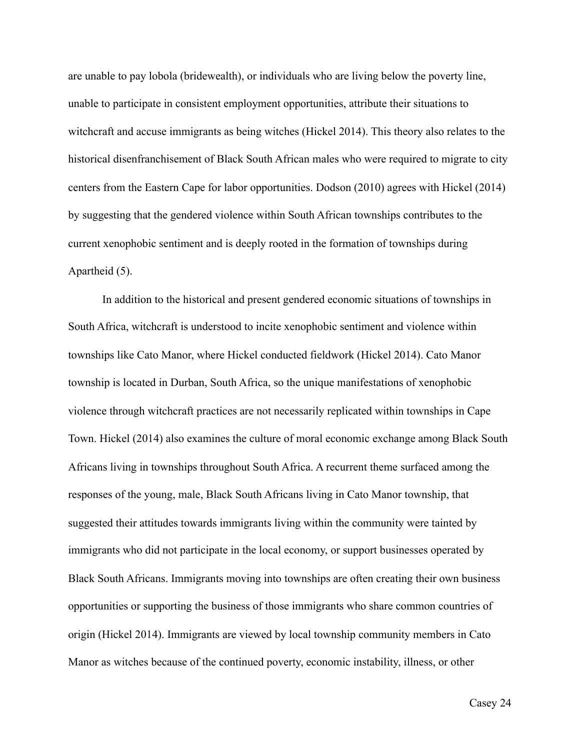are unable to pay lobola (bridewealth), or individuals who are living below the poverty line, unable to participate in consistent employment opportunities, attribute their situations to witchcraft and accuse immigrants as being witches (Hickel 2014). This theory also relates to the historical disenfranchisement of Black South African males who were required to migrate to city centers from the Eastern Cape for labor opportunities. Dodson (2010) agrees with Hickel (2014) by suggesting that the gendered violence within South African townships contributes to the current xenophobic sentiment and is deeply rooted in the formation of townships during Apartheid (5).

In addition to the historical and present gendered economic situations of townships in South Africa, witchcraft is understood to incite xenophobic sentiment and violence within townships like Cato Manor, where Hickel conducted fieldwork (Hickel 2014). Cato Manor township is located in Durban, South Africa, so the unique manifestations of xenophobic violence through witchcraft practices are not necessarily replicated within townships in Cape Town. Hickel (2014) also examines the culture of moral economic exchange among Black South Africans living in townships throughout South Africa. A recurrent theme surfaced among the responses of the young, male, Black South Africans living in Cato Manor township, that suggested their attitudes towards immigrants living within the community were tainted by immigrants who did not participate in the local economy, or support businesses operated by Black South Africans. Immigrants moving into townships are often creating their own business opportunities or supporting the business of those immigrants who share common countries of origin (Hickel 2014). Immigrants are viewed by local township community members in Cato Manor as witches because of the continued poverty, economic instability, illness, or other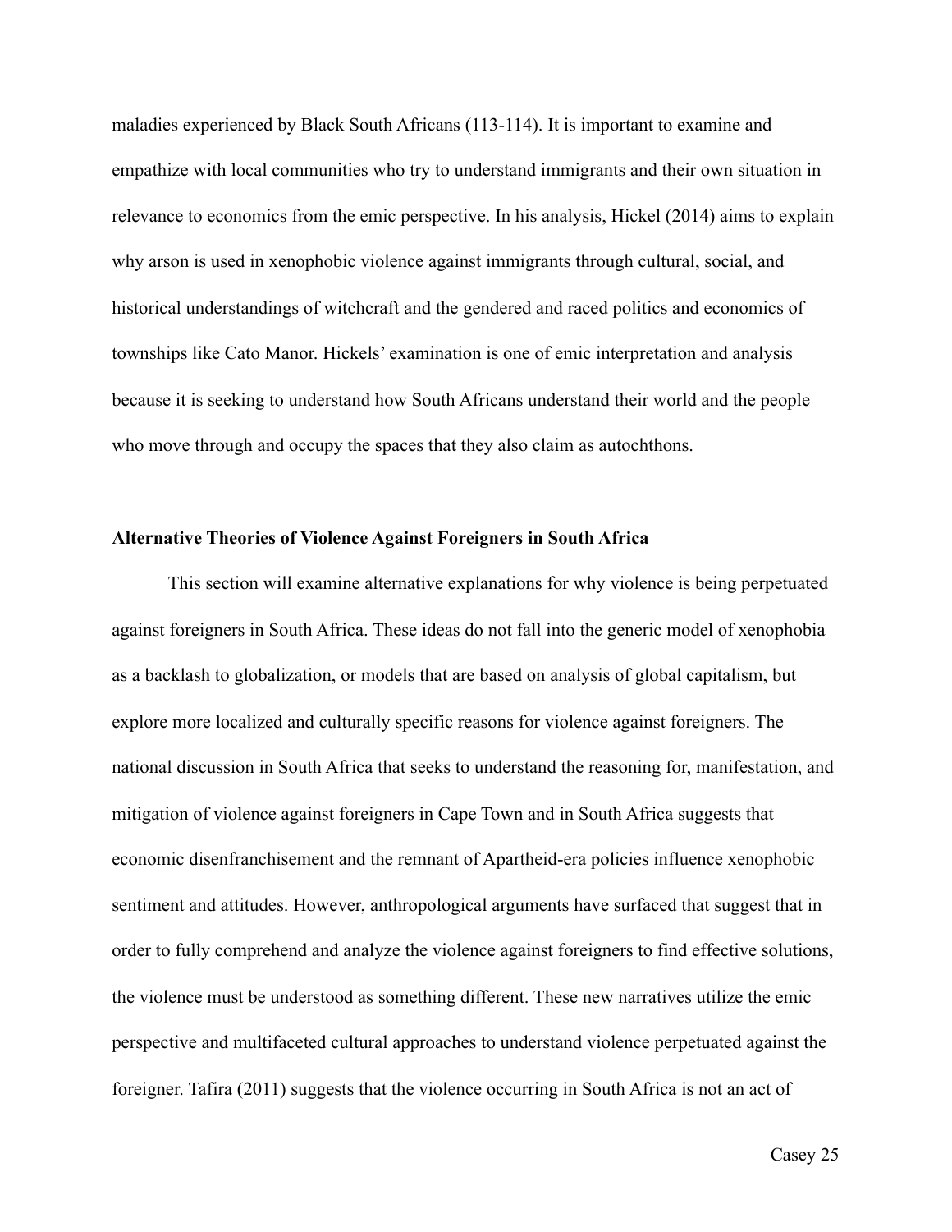maladies experienced by Black South Africans (113-114). It is important to examine and empathize with local communities who try to understand immigrants and their own situation in relevance to economics from the emic perspective. In his analysis, Hickel (2014) aims to explain why arson is used in xenophobic violence against immigrants through cultural, social, and historical understandings of witchcraft and the gendered and raced politics and economics of townships like Cato Manor. Hickels' examination is one of emic interpretation and analysis because it is seeking to understand how South Africans understand their world and the people who move through and occupy the spaces that they also claim as autochthons.

**Alternative Theories of Violence Against Foreigners in South Africa**

This section will examine alternative explanations for why violence is being perpetuated against foreigners in South Africa. These ideas do not fall into the generic model of xenophobia as a backlash to globalization, or models that are based on analysis of global capitalism, but explore more localized and culturally specific reasons for violence against foreigners. The national discussion in South Africa that seeks to understand the reasoning for, manifestation, and mitigation of violence against foreigners in Cape Town and in South Africa suggests that economic disenfranchisement and the remnant of Apartheid-era policies influence xenophobic sentiment and attitudes. However, anthropological arguments have surfaced that suggest that in order to fully comprehend and analyze the violence against foreigners to find effective solutions, the violence must be understood as something different. These new narratives utilize the emic perspective and multifaceted cultural approaches to understand violence perpetuated against the foreigner. Tafira (2011) suggests that the violence occurring in South Africa is not an act of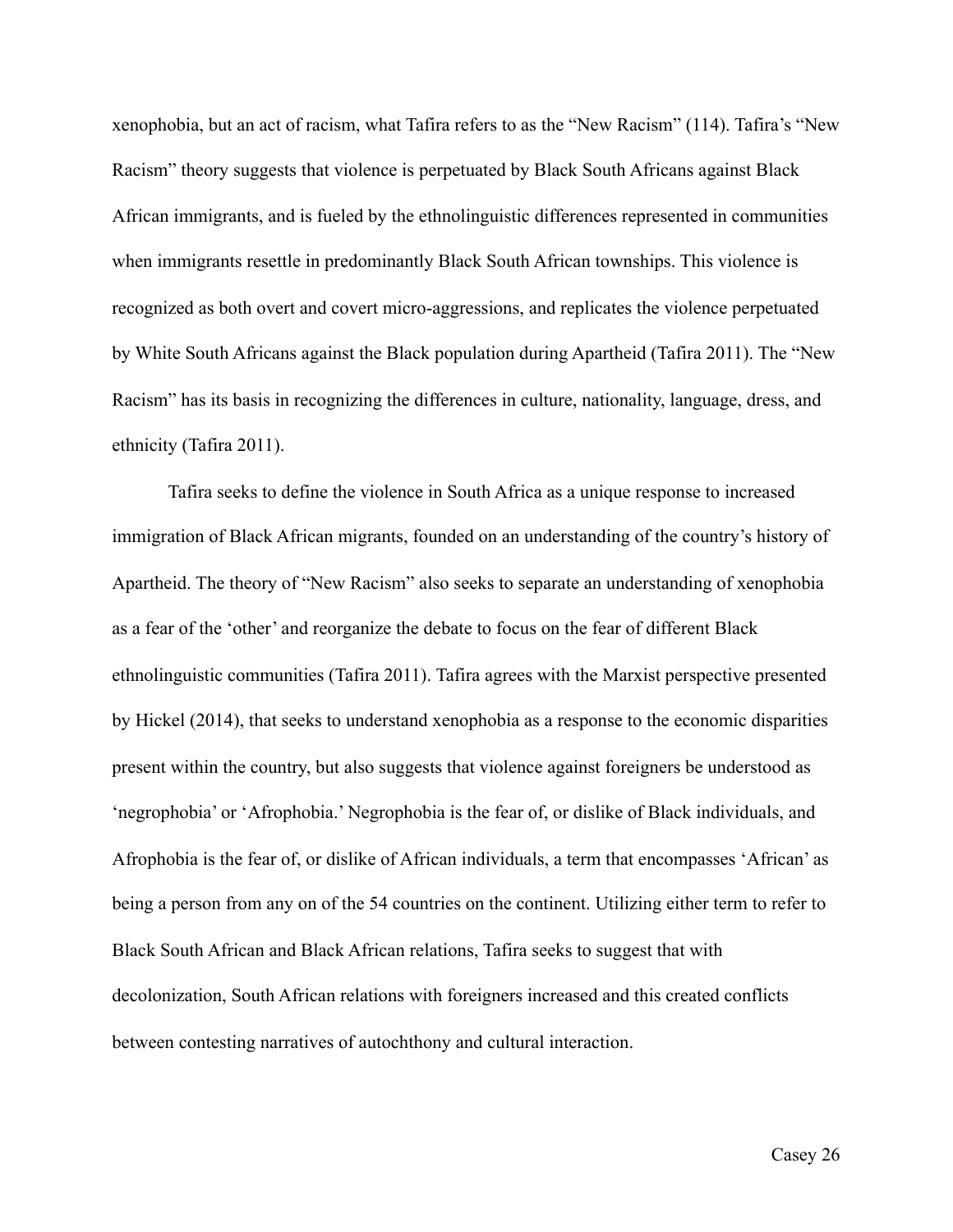xenophobia, but an act of racism, what Tafira refers to as the "New Racism" (114). Tafira's "New Racism" theory suggests that violence is perpetuated by Black South Africans against Black African immigrants, and is fueled by the ethnolinguistic differences represented in communities when immigrants resettle in predominantly Black South African townships. This violence is recognized as both overt and covert micro-aggressions, and replicates the violence perpetuated by White South Africans against the Black population during Apartheid (Tafira 2011). The "New Racism" has its basis in recognizing the differences in culture, nationality, language, dress, and ethnicity (Tafira 2011).

Tafira seeks to define the violence in South Africa as a unique response to increased immigration of Black African migrants, founded on an understanding of the country's history of Apartheid. The theory of "New Racism" also seeks to separate an understanding of xenophobia as a fear of the 'other' and reorganize the debate to focus on the fear of different Black ethnolinguistic communities (Tafira 2011). Tafira agrees with the Marxist perspective presented by Hickel (2014), that seeks to understand xenophobia as a response to the economic disparities present within the country, but also suggests that violence against foreigners be understood as 'negrophobia' or 'Afrophobia.' Negrophobia is the fear of, or dislike of Black individuals, and Afrophobia is the fear of, or dislike of African individuals, a term that encompasses 'African' as being a person from any on of the 54 countries on the continent. Utilizing either term to refer to Black South African and Black African relations, Tafira seeks to suggest that with decolonization, South African relations with foreigners increased and this created conflicts between contesting narratives of autochthony and cultural interaction.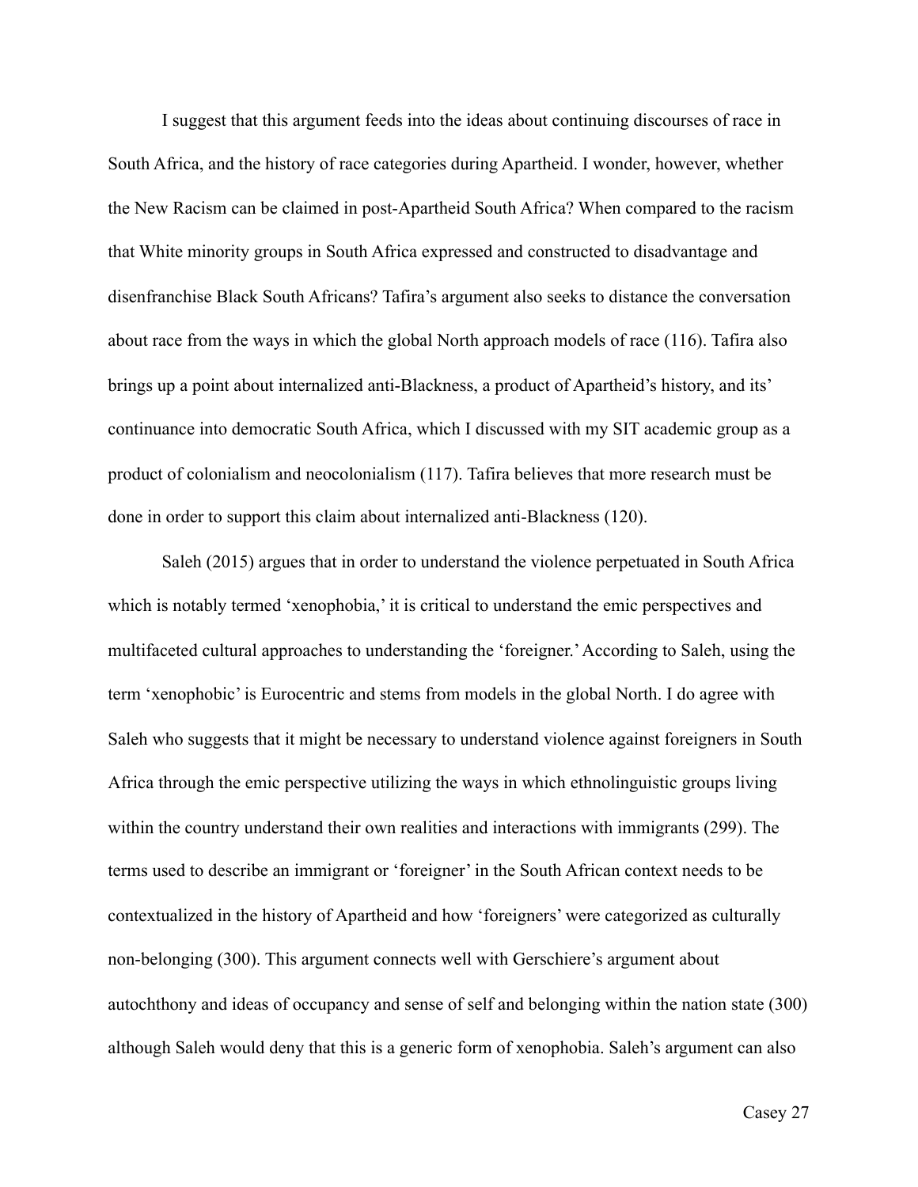I suggest that this argument feeds into the ideas about continuing discourses of race in South Africa, and the history of race categories during Apartheid. I wonder, however, whether the New Racism can be claimed in post-Apartheid South Africa? When compared to the racism that White minority groups in South Africa expressed and constructed to disadvantage and disenfranchise Black South Africans? Tafira's argument also seeks to distance the conversation about race from the ways in which the global North approach models of race (116). Tafira also brings up a point about internalized anti-Blackness, a product of Apartheid's history, and its' continuance into democratic South Africa, which I discussed with my SIT academic group as a product of colonialism and neocolonialism (117). Tafira believes that more research must be done in order to support this claim about internalized anti-Blackness (120).

Saleh (2015) argues that in order to understand the violence perpetuated in South Africa which is notably termed 'xenophobia,' it is critical to understand the emic perspectives and multifaceted cultural approaches to understanding the 'foreigner.' According to Saleh, using the term 'xenophobic' is Eurocentric and stems from models in the global North. I do agree with Saleh who suggests that it might be necessary to understand violence against foreigners in South Africa through the emic perspective utilizing the ways in which ethnolinguistic groups living within the country understand their own realities and interactions with immigrants (299). The terms used to describe an immigrant or 'foreigner' in the South African context needs to be contextualized in the history of Apartheid and how 'foreigners' were categorized as culturally non-belonging (300). This argument connects well with Gerschiere's argument about autochthony and ideas of occupancy and sense of self and belonging within the nation state (300) although Saleh would deny that this is a generic form of xenophobia. Saleh's argument can also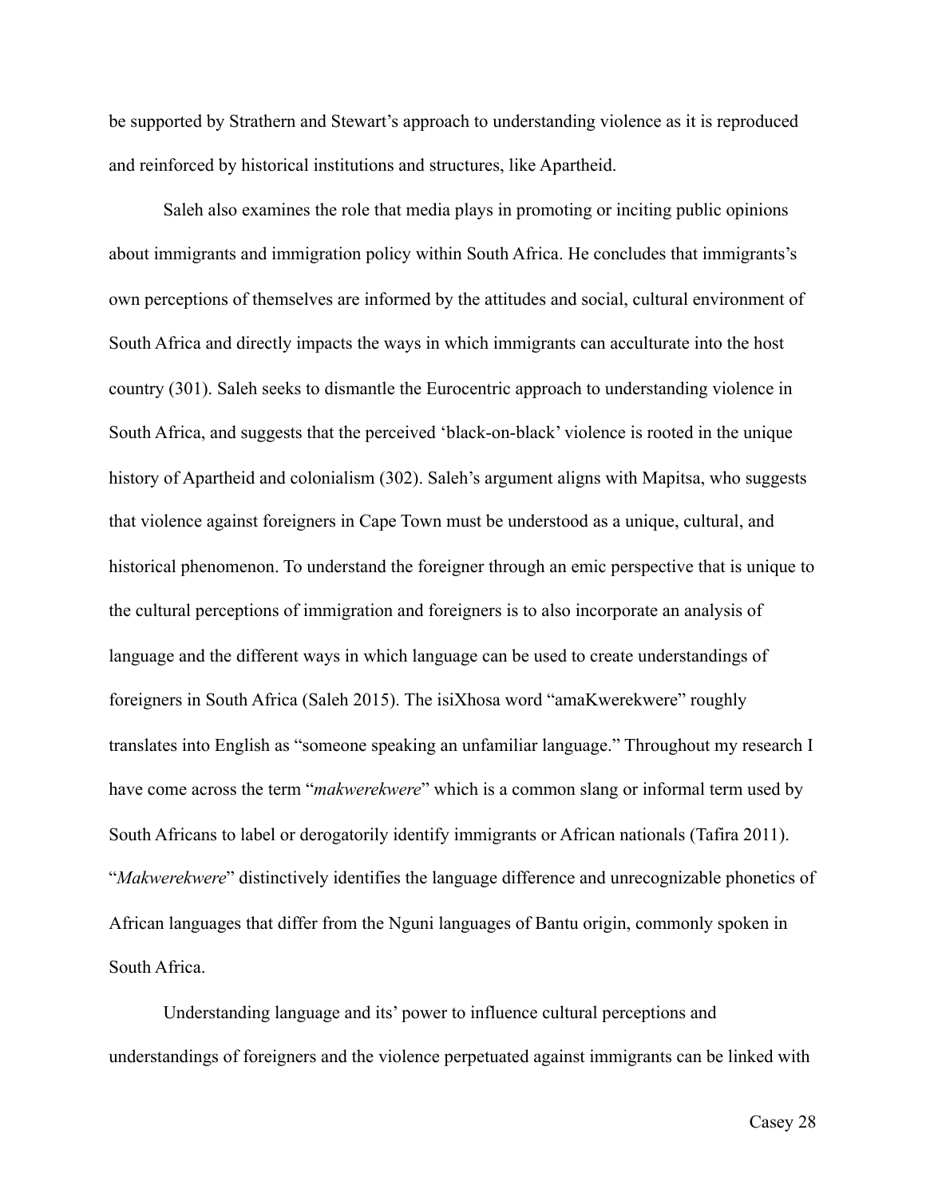be supported by Strathern and Stewart's approach to understanding violence as it is reproduced and reinforced by historical institutions and structures, like Apartheid.

Saleh also examines the role that media plays in promoting or inciting public opinions about immigrants and immigration policy within South Africa. He concludes that immigrants's own perceptions of themselves are informed by the attitudes and social, cultural environment of South Africa and directly impacts the ways in which immigrants can acculturate into the host country (301). Saleh seeks to dismantle the Eurocentric approach to understanding violence in South Africa, and suggests that the perceived 'black-on-black' violence is rooted in the unique history of Apartheid and colonialism (302). Saleh's argument aligns with Mapitsa, who suggests that violence against foreigners in Cape Town must be understood as a unique, cultural, and historical phenomenon. To understand the foreigner through an emic perspective that is unique to the cultural perceptions of immigration and foreigners is to also incorporate an analysis of language and the different ways in which language can be used to create understandings of foreigners in South Africa (Saleh 2015). The isiXhosa word "amaKwerekwere" roughly translates into English as "someone speaking an unfamiliar language." Throughout my research I have come across the term "*makwerekwere*" which is a common slang or informal term used by South Africans to label or derogatorily identify immigrants or African nationals (Tafira 2011). "*Makwerekwere*" distinctively identifies the language difference and unrecognizable phonetics of African languages that differ from the Nguni languages of Bantu origin, commonly spoken in South Africa.

Understanding language and its' power to influence cultural perceptions and understandings of foreigners and the violence perpetuated against immigrants can be linked with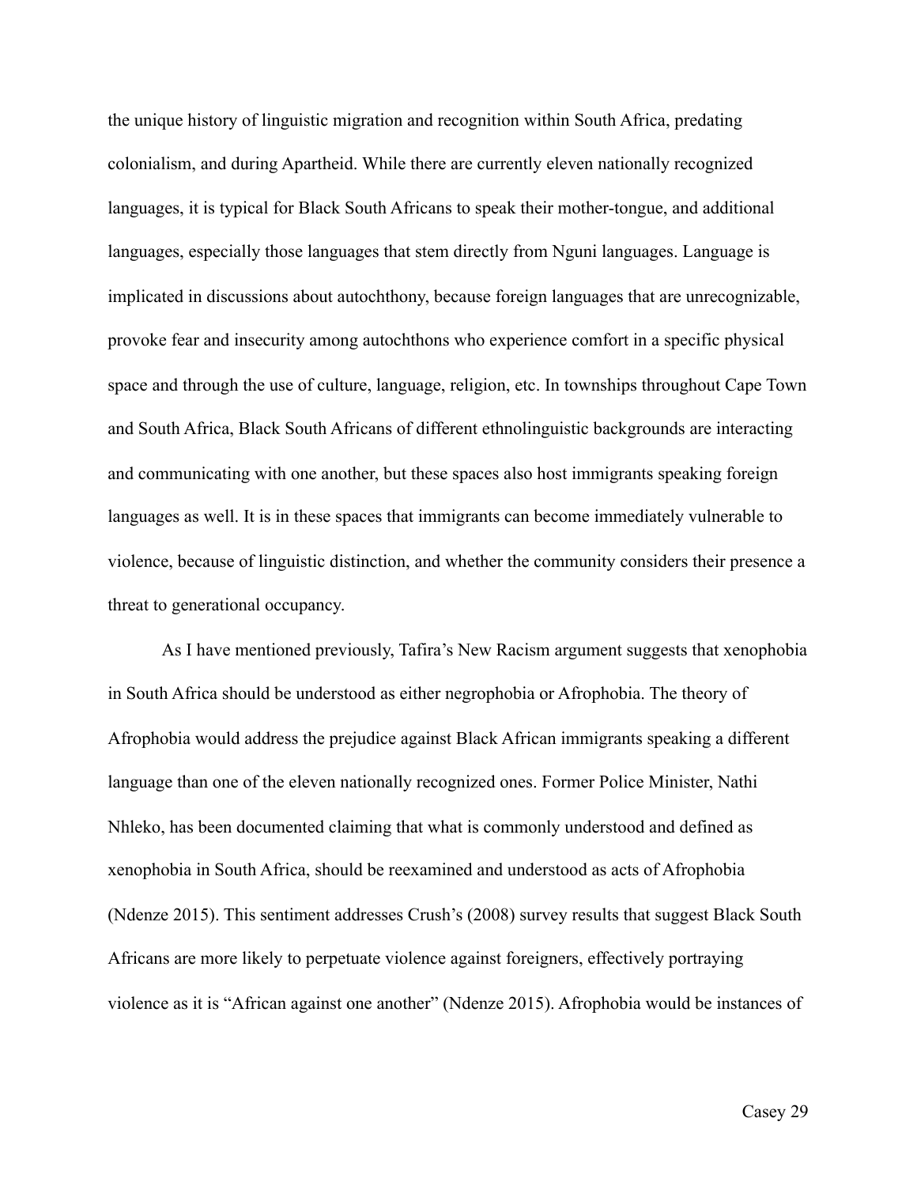the unique history of linguistic migration and recognition within South Africa, predating colonialism, and during Apartheid. While there are currently eleven nationally recognized languages, it is typical for Black South Africans to speak their mother-tongue, and additional languages, especially those languages that stem directly from Nguni languages. Language is implicated in discussions about autochthony, because foreign languages that are unrecognizable, provoke fear and insecurity among autochthons who experience comfort in a specific physical space and through the use of culture, language, religion, etc. In townships throughout Cape Town and South Africa, Black South Africans of different ethnolinguistic backgrounds are interacting and communicating with one another, but these spaces also host immigrants speaking foreign languages as well. It is in these spaces that immigrants can become immediately vulnerable to violence, because of linguistic distinction, and whether the community considers their presence a threat to generational occupancy.

As I have mentioned previously, Tafira's New Racism argument suggests that xenophobia in South Africa should be understood as either negrophobia or Afrophobia. The theory of Afrophobia would address the prejudice against Black African immigrants speaking a different language than one of the eleven nationally recognized ones. Former Police Minister, Nathi Nhleko, has been documented claiming that what is commonly understood and defined as xenophobia in South Africa, should be reexamined and understood as acts of Afrophobia (Ndenze 2015). This sentiment addresses Crush's (2008) survey results that suggest Black South Africans are more likely to perpetuate violence against foreigners, effectively portraying violence as it is "African against one another" (Ndenze 2015). Afrophobia would be instances of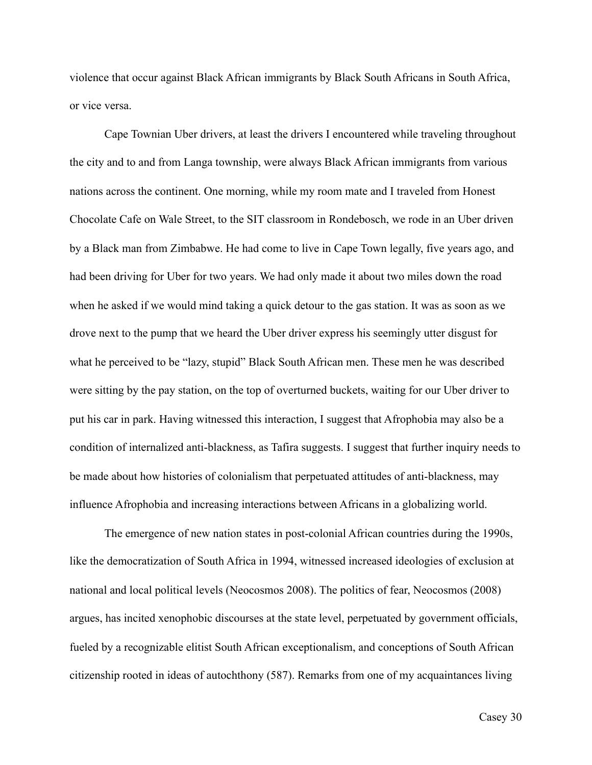violence that occur against Black African immigrants by Black South Africans in South Africa, or vice versa.

Cape Townian Uber drivers, at least the drivers I encountered while traveling throughout the city and to and from Langa township, were always Black African immigrants from various nations across the continent. One morning, while my room mate and I traveled from Honest Chocolate Cafe on Wale Street, to the SIT classroom in Rondebosch, we rode in an Uber driven by a Black man from Zimbabwe. He had come to live in Cape Town legally, five years ago, and had been driving for Uber for two years. We had only made it about two miles down the road when he asked if we would mind taking a quick detour to the gas station. It was as soon as we drove next to the pump that we heard the Uber driver express his seemingly utter disgust for what he perceived to be "lazy, stupid" Black South African men. These men he was described were sitting by the pay station, on the top of overturned buckets, waiting for our Uber driver to put his car in park. Having witnessed this interaction, I suggest that Afrophobia may also be a condition of internalized anti-blackness, as Tafira suggests. I suggest that further inquiry needs to be made about how histories of colonialism that perpetuated attitudes of anti-blackness, may influence Afrophobia and increasing interactions between Africans in a globalizing world.

The emergence of new nation states in post-colonial African countries during the 1990s, like the democratization of South Africa in 1994, witnessed increased ideologies of exclusion at national and local political levels (Neocosmos 2008). The politics of fear, Neocosmos (2008) argues, has incited xenophobic discourses at the state level, perpetuated by government officials, fueled by a recognizable elitist South African exceptionalism, and conceptions of South African citizenship rooted in ideas of autochthony (587). Remarks from one of my acquaintances living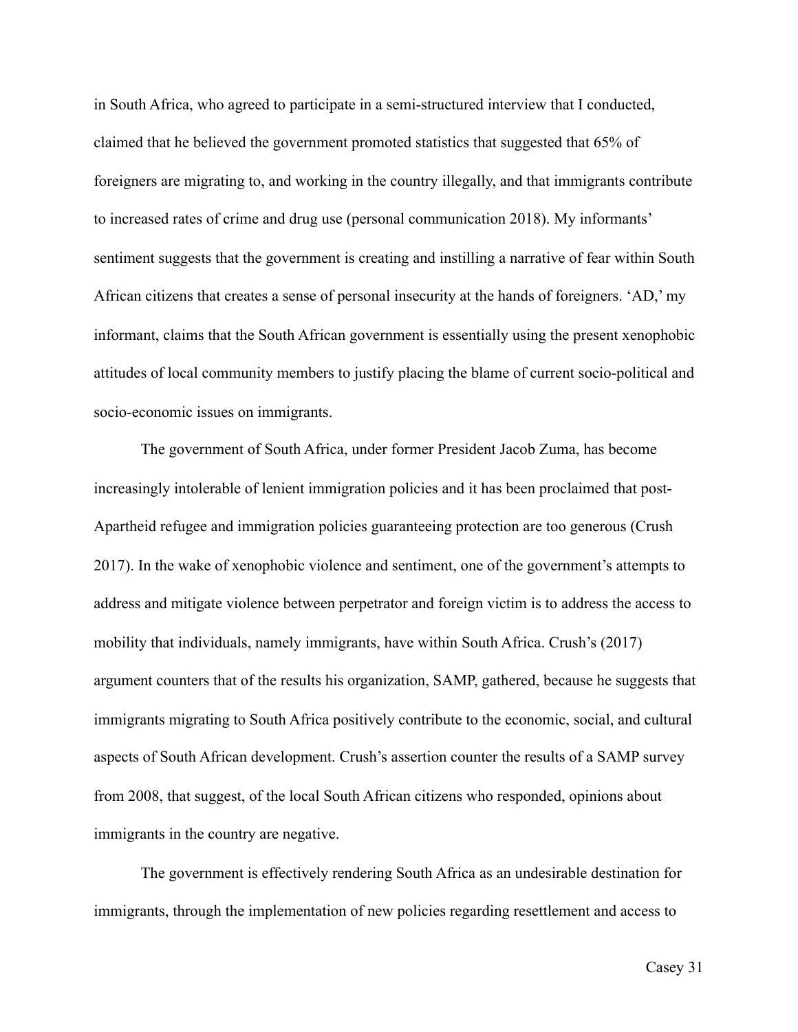in South Africa, who agreed to participate in a semi-structured interview that I conducted, claimed that he believed the government promoted statistics that suggested that 65% of foreigners are migrating to, and working in the country illegally, and that immigrants contribute to increased rates of crime and drug use (personal communication 2018). My informants' sentiment suggests that the government is creating and instilling a narrative of fear within South African citizens that creates a sense of personal insecurity at the hands of foreigners. 'AD,' my informant, claims that the South African government is essentially using the present xenophobic attitudes of local community members to justify placing the blame of current socio-political and socio-economic issues on immigrants.

The government of South Africa, under former President Jacob Zuma, has become increasingly intolerable of lenient immigration policies and it has been proclaimed that post-Apartheid refugee and immigration policies guaranteeing protection are too generous (Crush 2017). In the wake of xenophobic violence and sentiment, one of the government's attempts to address and mitigate violence between perpetrator and foreign victim is to address the access to mobility that individuals, namely immigrants, have within South Africa. Crush's (2017) argument counters that of the results his organization, SAMP, gathered, because he suggests that immigrants migrating to South Africa positively contribute to the economic, social, and cultural aspects of South African development. Crush's assertion counter the results of a SAMP survey from 2008, that suggest, of the local South African citizens who responded, opinions about immigrants in the country are negative.

The government is effectively rendering South Africa as an undesirable destination for immigrants, through the implementation of new policies regarding resettlement and access to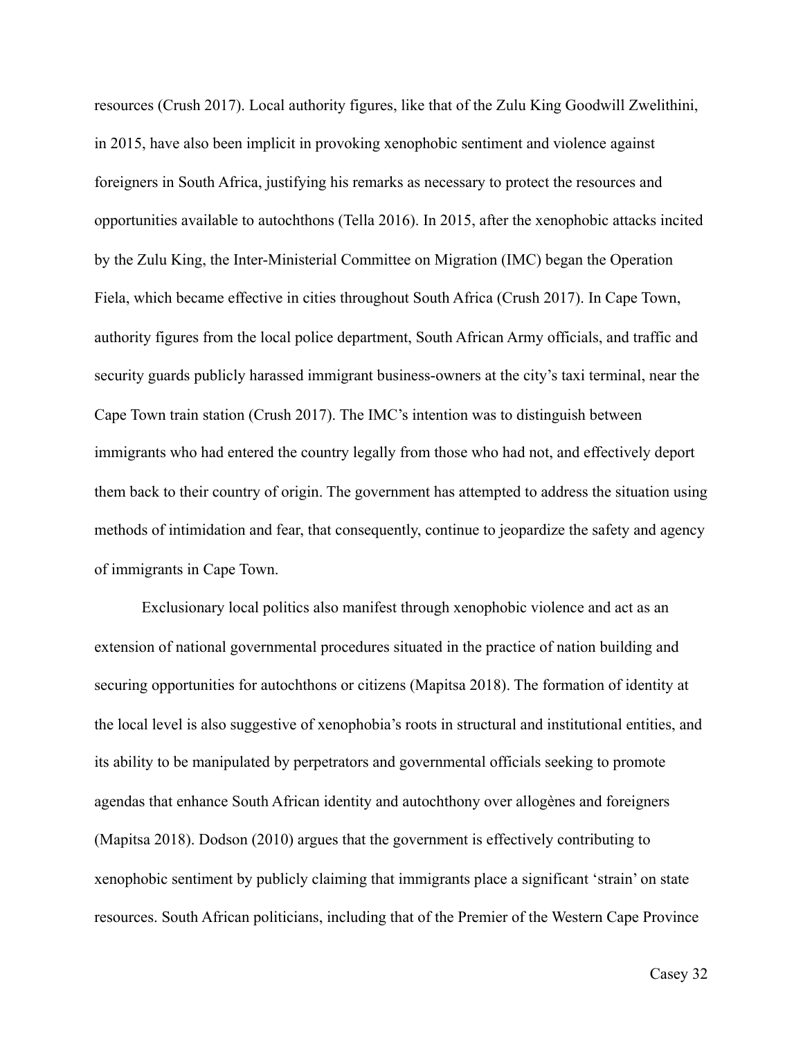resources (Crush 2017). Local authority figures, like that of the Zulu King Goodwill Zwelithini, in 2015, have also been implicit in provoking xenophobic sentiment and violence against foreigners in South Africa, justifying his remarks as necessary to protect the resources and opportunities available to autochthons (Tella 2016). In 2015, after the xenophobic attacks incited by the Zulu King, the Inter-Ministerial Committee on Migration (IMC) began the Operation Fiela, which became effective in cities throughout South Africa (Crush 2017). In Cape Town, authority figures from the local police department, South African Army officials, and traffic and security guards publicly harassed immigrant business-owners at the city's taxi terminal, near the Cape Town train station (Crush 2017). The IMC's intention was to distinguish between immigrants who had entered the country legally from those who had not, and effectively deport them back to their country of origin. The government has attempted to address the situation using methods of intimidation and fear, that consequently, continue to jeopardize the safety and agency of immigrants in Cape Town.

Exclusionary local politics also manifest through xenophobic violence and act as an extension of national governmental procedures situated in the practice of nation building and securing opportunities for autochthons or citizens (Mapitsa 2018). The formation of identity at the local level is also suggestive of xenophobia's roots in structural and institutional entities, and its ability to be manipulated by perpetrators and governmental officials seeking to promote agendas that enhance South African identity and autochthony over allogènes and foreigners (Mapitsa 2018). Dodson (2010) argues that the government is effectively contributing to xenophobic sentiment by publicly claiming that immigrants place a significant 'strain' on state resources. South African politicians, including that of the Premier of the Western Cape Province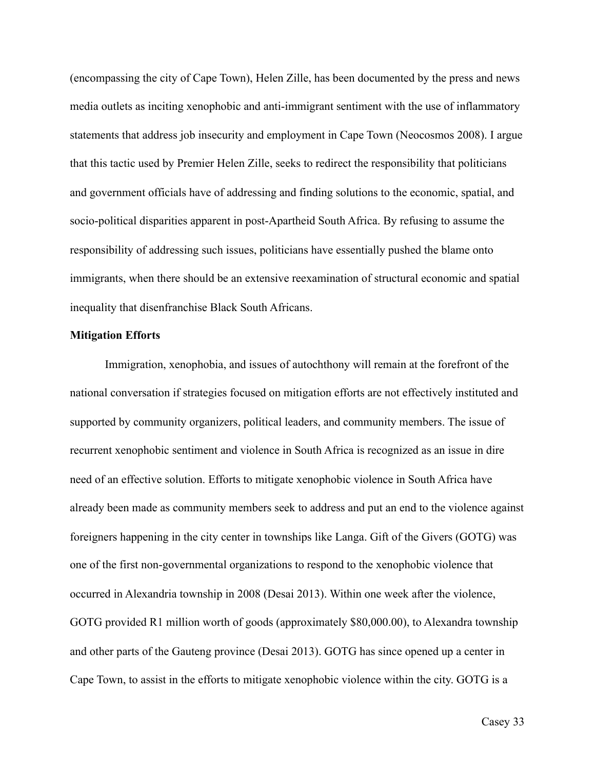(encompassing the city of Cape Town), Helen Zille, has been documented by the press and news media outlets as inciting xenophobic and anti-immigrant sentiment with the use of inflammatory statements that address job insecurity and employment in Cape Town (Neocosmos 2008). I argue that this tactic used by Premier Helen Zille, seeks to redirect the responsibility that politicians and government officials have of addressing and finding solutions to the economic, spatial, and socio-political disparities apparent in post-Apartheid South Africa. By refusing to assume the responsibility of addressing such issues, politicians have essentially pushed the blame onto immigrants, when there should be an extensive reexamination of structural economic and spatial inequality that disenfranchise Black South Africans.

**Mitigation Efforts**

Immigration, xenophobia, and issues of autochthony will remain at the forefront of the national conversation if strategies focused on mitigation efforts are not effectively instituted and supported by community organizers, political leaders, and community members. The issue of recurrent xenophobic sentiment and violence in South Africa is recognized as an issue in dire need of an effective solution. Efforts to mitigate xenophobic violence in South Africa have already been made as community members seek to address and put an end to the violence against foreigners happening in the city center in townships like Langa. Gift of the Givers (GOTG) was one of the first non-governmental organizations to respond to the xenophobic violence that occurred in Alexandria township in 2008 (Desai 2013). Within one week after the violence, GOTG provided R1 million worth of goods (approximately $80,000.00), to Alexandra township and other parts of the Gauteng province (Desai 2013). GOTG has since opened up a center in Cape Town, to assist in the efforts to mitigate xenophobic violence within the city. GOTG is a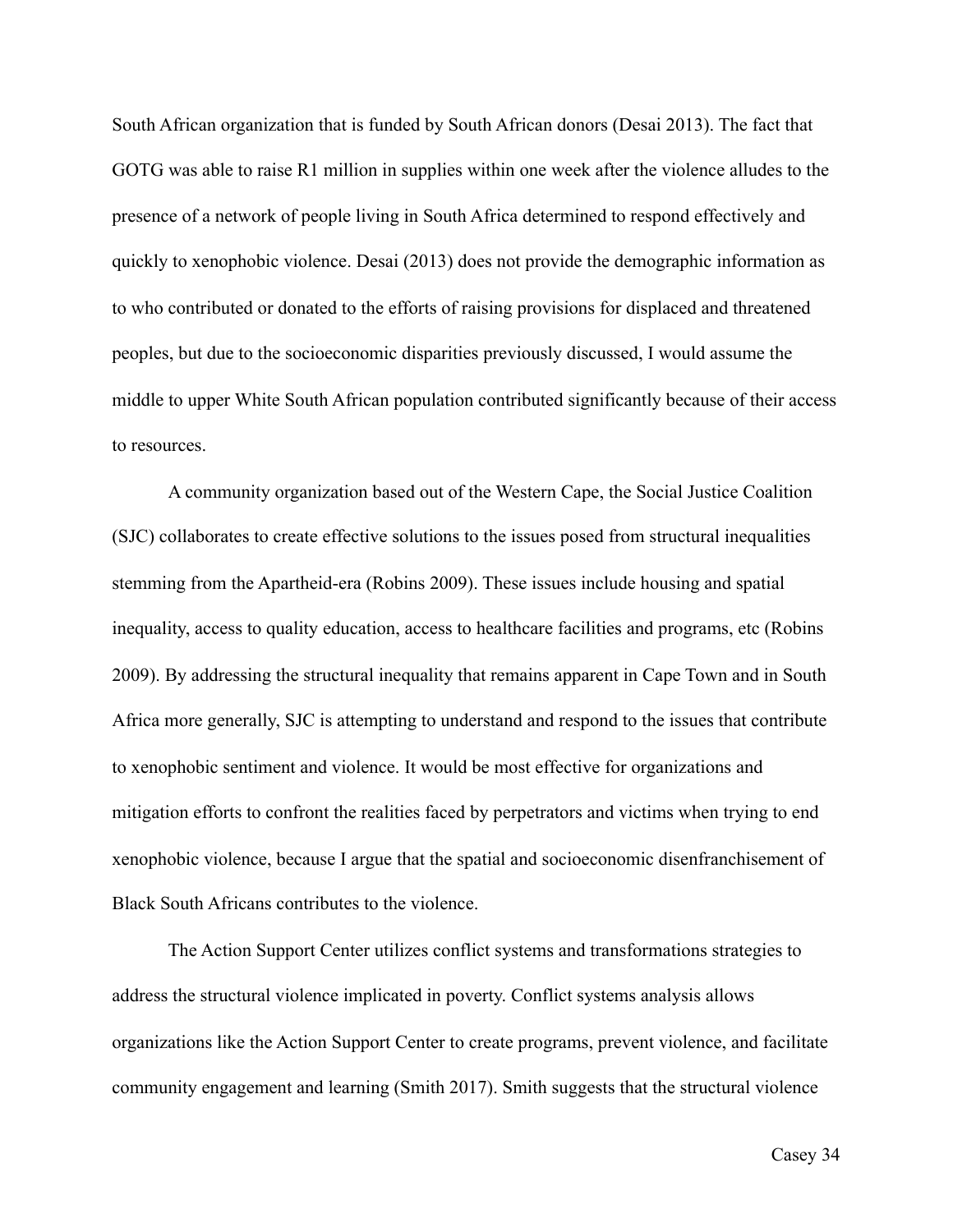South African organization that is funded by South African donors (Desai 2013). The fact that GOTG was able to raise R1 million in supplies within one week after the violence alludes to the presence of a network of people living in South Africa determined to respond effectively and quickly to xenophobic violence. Desai (2013) does not provide the demographic information as to who contributed or donated to the efforts of raising provisions for displaced and threatened peoples, but due to the socioeconomic disparities previously discussed, I would assume the middle to upper White South African population contributed significantly because of their access to resources.

A community organization based out of the Western Cape, the Social Justice Coalition (SJC) collaborates to create effective solutions to the issues posed from structural inequalities stemming from the Apartheid-era (Robins 2009). These issues include housing and spatial inequality, access to quality education, access to healthcare facilities and programs, etc (Robins 2009). By addressing the structural inequality that remains apparent in Cape Town and in South Africa more generally, SJC is attempting to understand and respond to the issues that contribute to xenophobic sentiment and violence. It would be most effective for organizations and mitigation efforts to confront the realities faced by perpetrators and victims when trying to end xenophobic violence, because I argue that the spatial and socioeconomic disenfranchisement of Black South Africans contributes to the violence.

The Action Support Center utilizes conflict systems and transformations strategies to address the structural violence implicated in poverty. Conflict systems analysis allows organizations like the Action Support Center to create programs, prevent violence, and facilitate community engagement and learning (Smith 2017). Smith suggests that the structural violence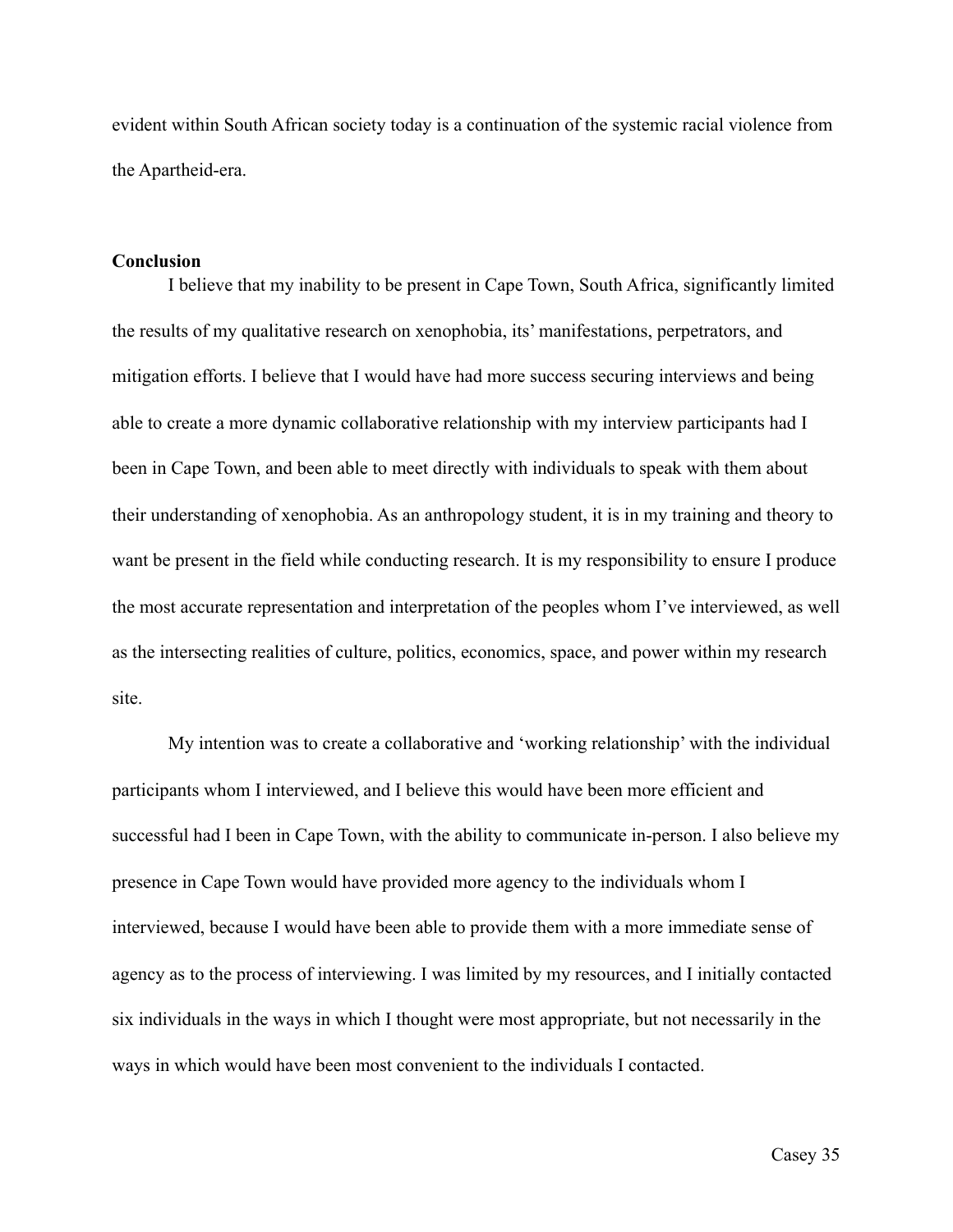evident within South African society today is a continuation of the systemic racial violence from the Apartheid-era.

**Conclusion**

I believe that my inability to be present in Cape Town, South Africa, significantly limited the results of my qualitative research on xenophobia, its' manifestations, perpetrators, and mitigation efforts. I believe that I would have had more success securing interviews and being able to create a more dynamic collaborative relationship with my interview participants had I been in Cape Town, and been able to meet directly with individuals to speak with them about their understanding of xenophobia. As an anthropology student, it is in my training and theory to want be present in the field while conducting research. It is my responsibility to ensure I produce the most accurate representation and interpretation of the peoples whom I've interviewed, as well as the intersecting realities of culture, politics, economics, space, and power within my research site.

My intention was to create a collaborative and 'working relationship' with the individual participants whom I interviewed, and I believe this would have been more efficient and successful had I been in Cape Town, with the ability to communicate in-person. I also believe my presence in Cape Town would have provided more agency to the individuals whom I interviewed, because I would have been able to provide them with a more immediate sense of agency as to the process of interviewing. I was limited by my resources, and I initially contacted six individuals in the ways in which I thought were most appropriate, but not necessarily in the ways in which would have been most convenient to the individuals I contacted.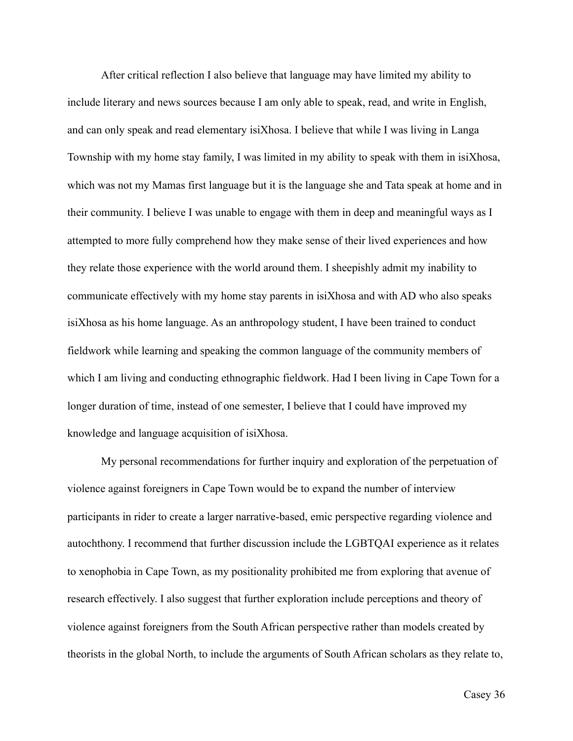After critical reflection I also believe that language may have limited my ability to include literary and news sources because I am only able to speak, read, and write in English, and can only speak and read elementary isiXhosa. I believe that while I was living in Langa Township with my home stay family, I was limited in my ability to speak with them in isiXhosa, which was not my Mamas first language but it is the language she and Tata speak at home and in their community. I believe I was unable to engage with them in deep and meaningful ways as I attempted to more fully comprehend how they make sense of their lived experiences and how they relate those experience with the world around them. I sheepishly admit my inability to communicate effectively with my home stay parents in isiXhosa and with AD who also speaks isiXhosa as his home language. As an anthropology student, I have been trained to conduct fieldwork while learning and speaking the common language of the community members of which I am living and conducting ethnographic fieldwork. Had I been living in Cape Town for a longer duration of time, instead of one semester, I believe that I could have improved my knowledge and language acquisition of isiXhosa.

My personal recommendations for further inquiry and exploration of the perpetuation of violence against foreigners in Cape Town would be to expand the number of interview participants in rider to create a larger narrative-based, emic perspective regarding violence and autochthony. I recommend that further discussion include the LGBTQAI experience as it relates to xenophobia in Cape Town, as my positionality prohibited me from exploring that avenue of research effectively. I also suggest that further exploration include perceptions and theory of violence against foreigners from the South African perspective rather than models created by theorists in the global North, to include the arguments of South African scholars as they relate to,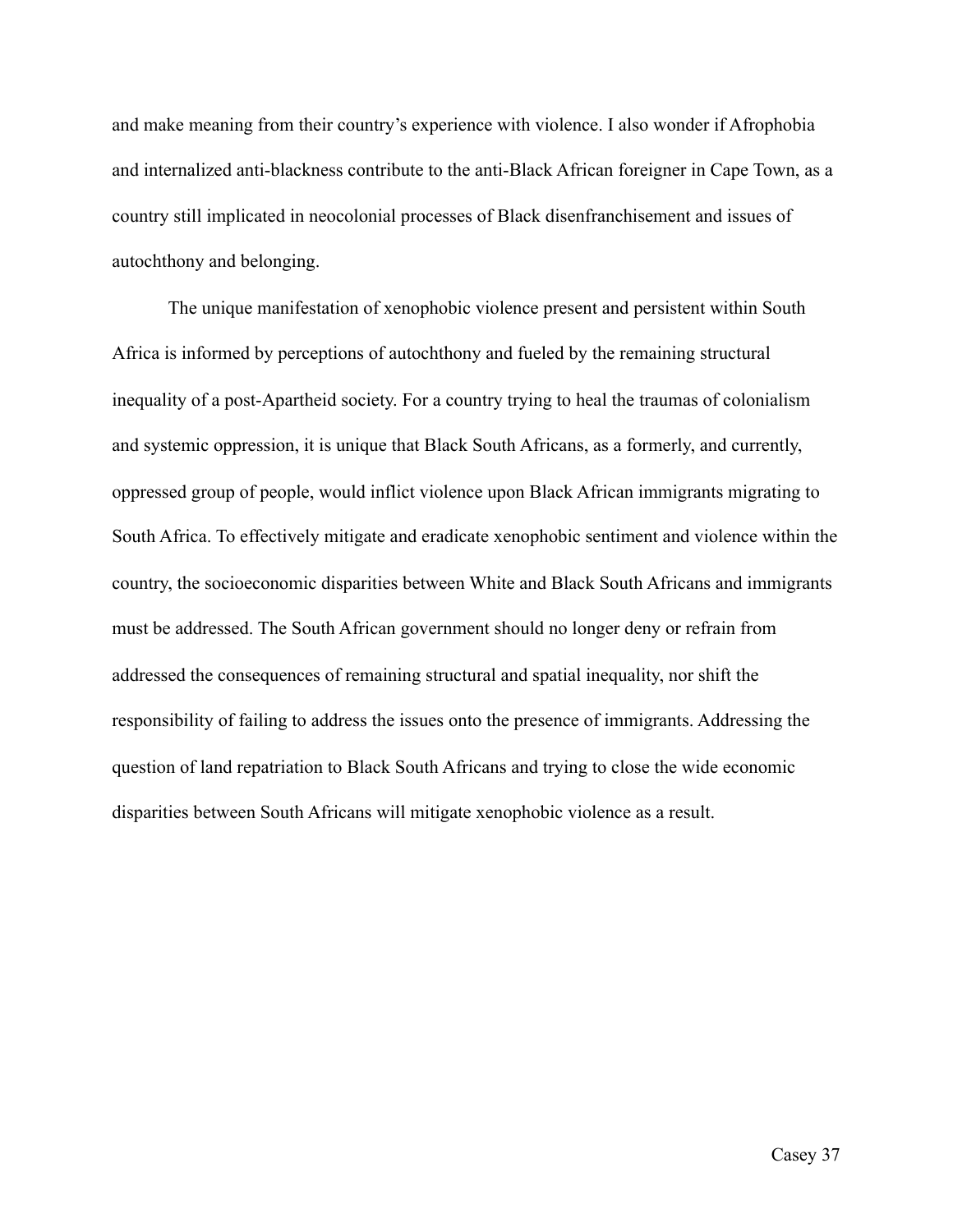and make meaning from their country's experience with violence. I also wonder if Afrophobia and internalized anti-blackness contribute to the anti-Black African foreigner in Cape Town, as a country still implicated in neocolonial processes of Black disenfranchisement and issues of autochthony and belonging.

The unique manifestation of xenophobic violence present and persistent within South Africa is informed by perceptions of autochthony and fueled by the remaining structural inequality of a post-Apartheid society. For a country trying to heal the traumas of colonialism and systemic oppression, it is unique that Black South Africans, as a formerly, and currently, oppressed group of people, would inflict violence upon Black African immigrants migrating to South Africa. To effectively mitigate and eradicate xenophobic sentiment and violence within the country, the socioeconomic disparities between White and Black South Africans and immigrants must be addressed. The South African government should no longer deny or refrain from addressed the consequences of remaining structural and spatial inequality, nor shift the responsibility of failing to address the issues onto the presence of immigrants. Addressing the question of land repatriation to Black South Africans and trying to close the wide economic disparities between South Africans will mitigate xenophobic violence as a result.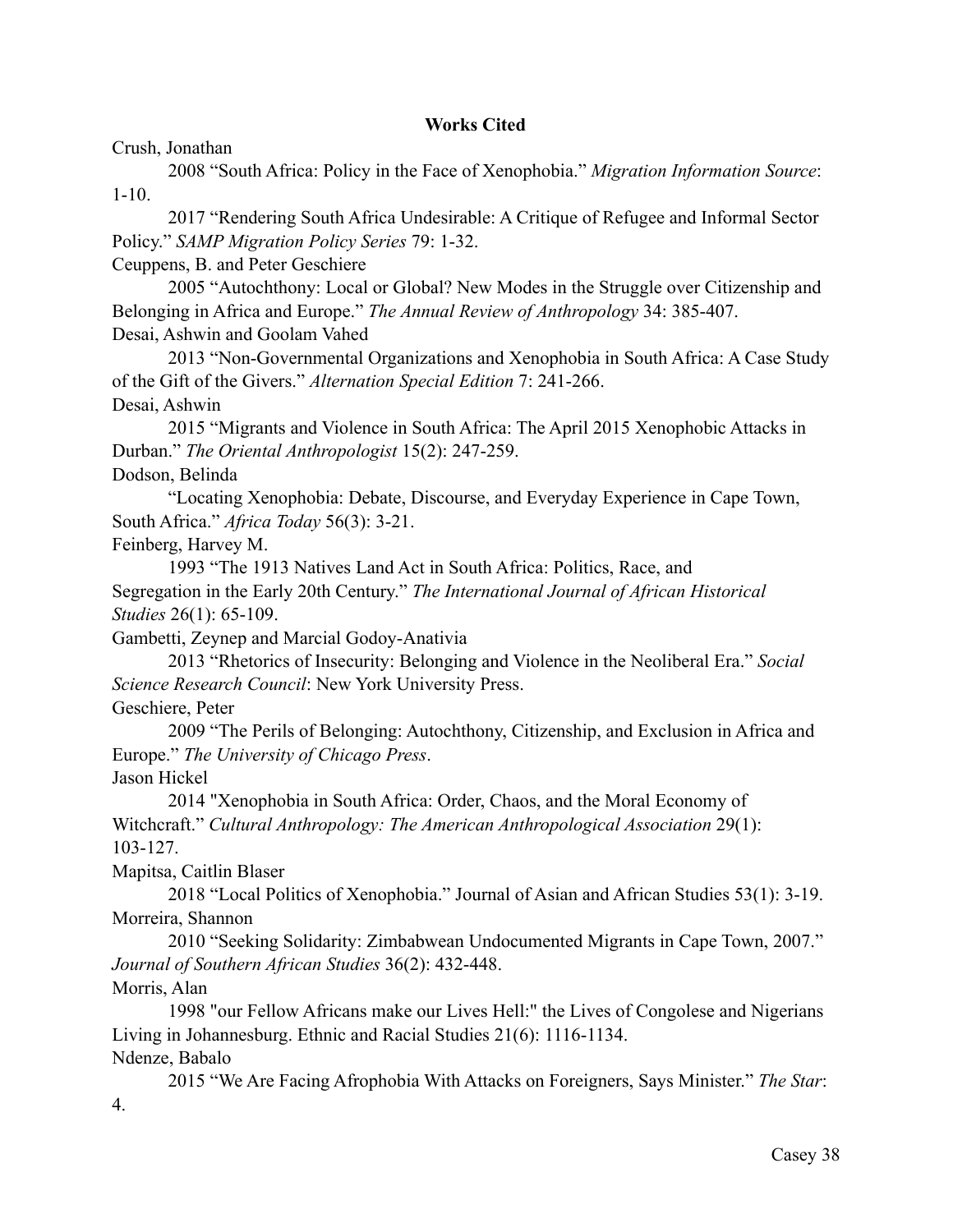**Works Cited**

Crush, Jonathan

2008 “South Africa: Policy in the Face of Xenophobia.” *Migration Information Source*: 1-10.

2017 “Rendering South Africa Undesirable: A Critique of Refugee and Informal Sector Policy.” *SAMP Migration Policy Series* 79: 1-32.

Ceuppens, B. and Peter Geschiere

2005 “Autochthony: Local or Global? New Modes in the Struggle over Citizenship and Belonging in Africa and Europe.” *The Annual Review of Anthropology* 34: 385-407.

Desai, Ashwin and Goolam Vahed

2013 “Non-Governmental Organizations and Xenophobia in South Africa: A Case Study of the Gift of the Givers.” *Alternation Special Edition* 7: 241-266.

Desai, Ashwin

2015 “Migrants and Violence in South Africa: The April 2015 Xenophobic Attacks in Durban.” *The Oriental Anthropologist* 15(2): 247-259.

Dodson, Belinda

“Locating Xenophobia: Debate, Discourse, and Everyday Experience in Cape Town, South Africa.” *Africa Today* 56(3): 3-21.

Feinberg, Harvey M.

1993 “The 1913 Natives Land Act in South Africa: Politics, Race, and Segregation in the Early 20th Century.” *The International Journal of African Historical Studies* 26(1): 65-109.

Gambetti, Zeynep and Marcial Godoy-Anativia

2013 “Rhetorics of Insecurity: Belonging and Violence in the Neoliberal Era.” *Social Science Research Council*: New York University Press.

Geschiere, Peter

2009 “The Perils of Belonging: Autochthony, Citizenship, and Exclusion in Africa and Europe.” *The University of Chicago Press*.

Jason Hickel

2014 "Xenophobia in South Africa: Order, Chaos, and the Moral Economy of Witchcraft.” *Cultural Anthropology: The American Anthropological Association* 29(1): 103-127.

Mapitsa, Caitlin Blaser

2018 “Local Politics of Xenophobia.” Journal of Asian and African Studies 53(1): 3-19.

Morreira, Shannon

2010 “Seeking Solidarity: Zimbabwean Undocumented Migrants in Cape Town, 2007.” *Journal of Southern African Studies* 36(2): 432-448.

Morris, Alan

1998 "our Fellow Africans make our Lives Hell:" the Lives of Congolese and Nigerians Living in Johannesburg. Ethnic and Racial Studies 21(6): 1116-1134.

Ndenze, Babalo

2015 “We Are Facing Afrophobia With Attacks on Foreigners, Says Minister.” *The Star*: 4.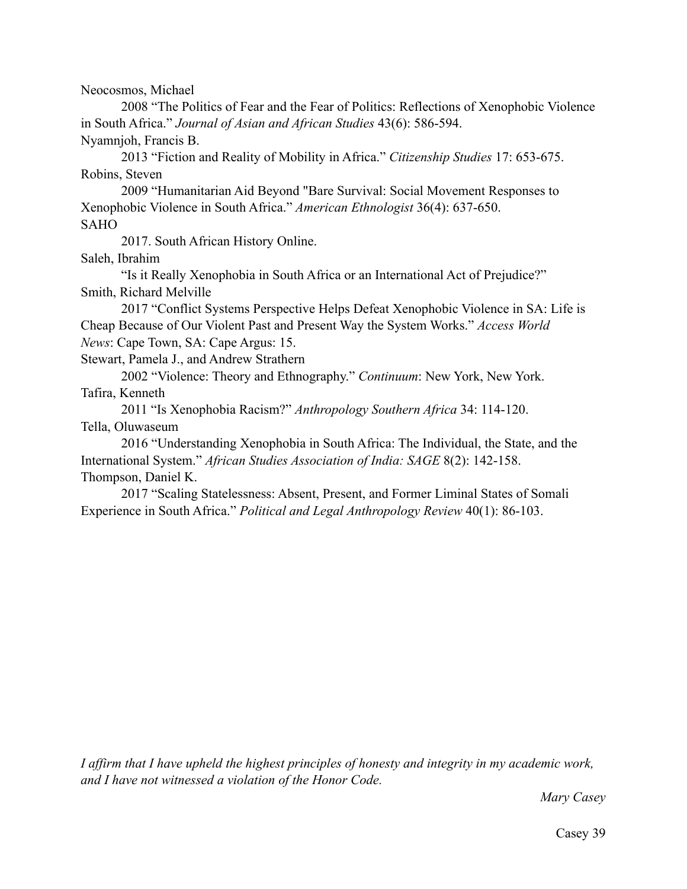Neocosmos, Michael

2008 “The Politics of Fear and the Fear of Politics: Reflections of Xenophobic Violence in South Africa.” *Journal of Asian and African Studies* 43(6): 586-594.

Nyamnjoh, Francis B.

2013 “Fiction and Reality of Mobility in Africa.” *Citizenship Studies* 17: 653-675.

Robins, Steven

2009 “Humanitarian Aid Beyond "Bare Survival: Social Movement Responses to Xenophobic Violence in South Africa.” *American Ethnologist* 36(4): 637-650.

SAHO

2017. South African History Online.

Saleh, Ibrahim

“Is it Really Xenophobia in South Africa or an International Act of Prejudice?”

Smith, Richard Melville

2017 “Conflict Systems Perspective Helps Defeat Xenophobic Violence in SA: Life is Cheap Because of Our Violent Past and Present Way the System Works.” *Access World News*: Cape Town, SA: Cape Argus: 15.

Stewart, Pamela J., and Andrew Strathern

2002 “Violence: Theory and Ethnography.” *Continuum*: New York, New York.

Tafira, Kenneth

2011 “Is Xenophobia Racism?” *Anthropology Southern Africa* 34: 114-120.

Tella, Oluwaseum

2016 “Understanding Xenophobia in South Africa: The Individual, the State, and the International System.” *African Studies Association of India: SAGE* 8(2): 142-158.

Thompson, Daniel K.

2017 “Scaling Statelessness: Absent, Present, and Former Liminal States of Somali Experience in South Africa.” *Political and Legal Anthropology Review* 40(1): 86-103.

*I affirm that I have upheld the highest principles of honesty and integrity in my academic work, and I have not witnessed a violation of the Honor Code.*

*Mary Casey*